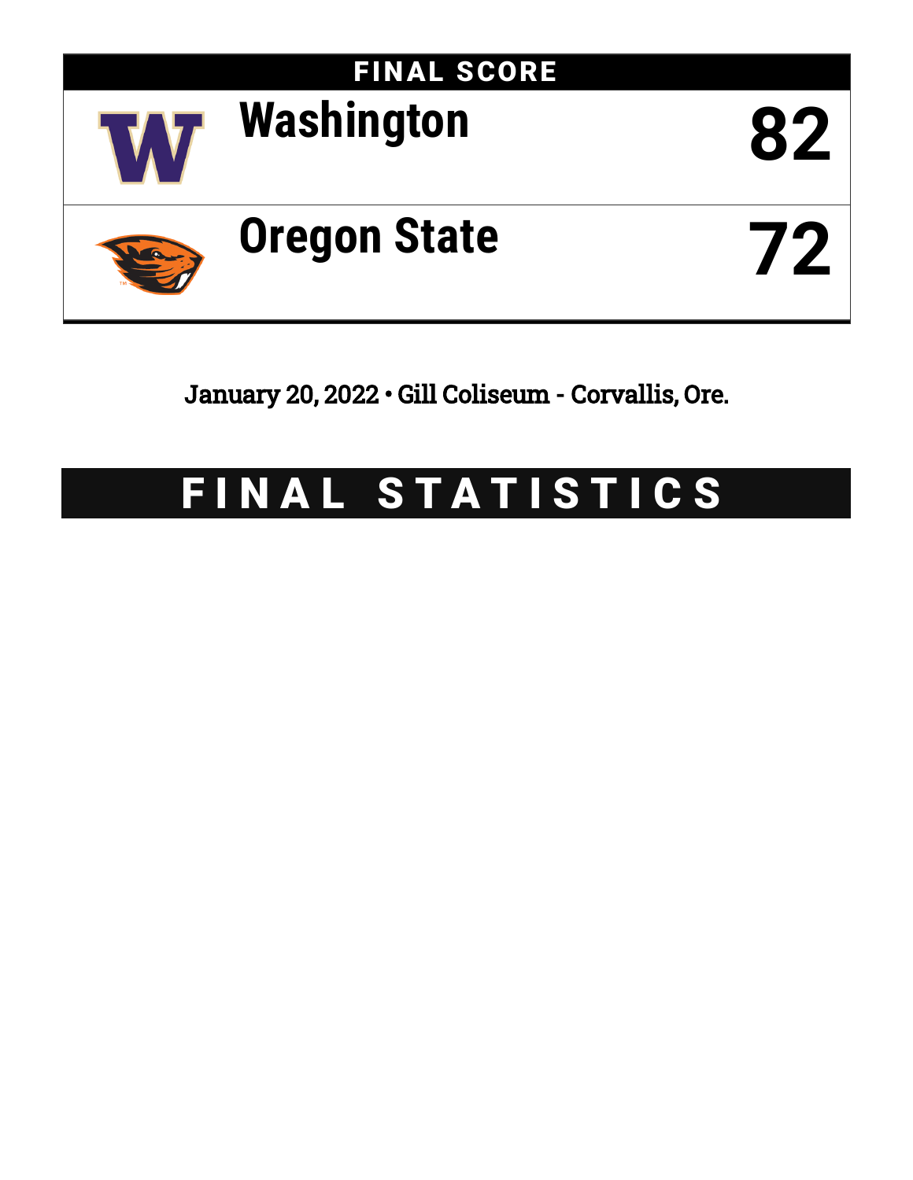## FINAL SCORE

| Team | Score |
| --- | --- |
| Washington | 82 |
| Oregon State | 72 |

January 20, 2022 • Gill Coliseum - Corvallis, Ore.

# FINAL STATISTICS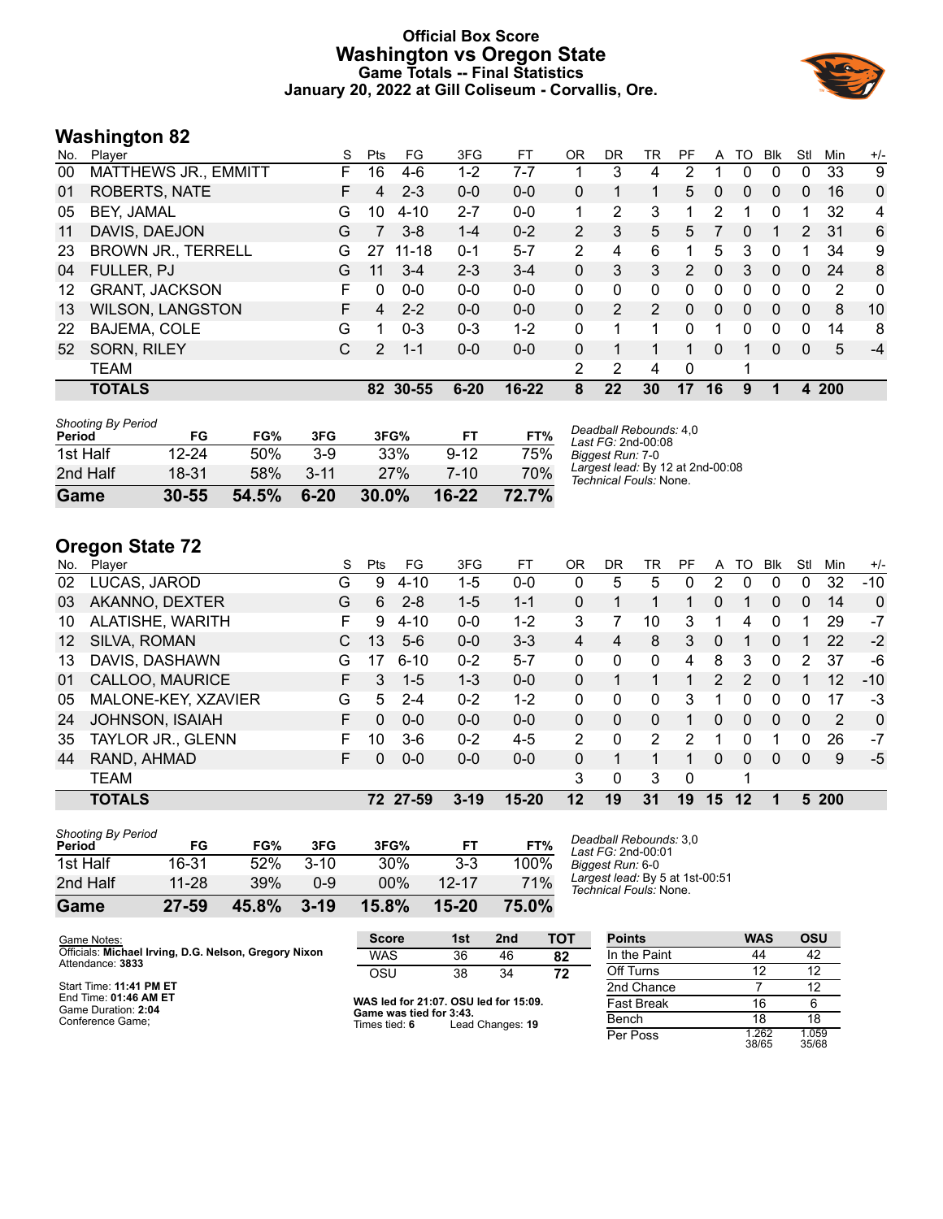# Official Box Score
# Washington vs Oregon State
### Game Totals -- Final Statistics
### January 20, 2022 at Gill Coliseum - Corvallis, Ore.

## Washington 82

| No. | Player | S | Pts | FG | 3FG | FT | OR | DR | TR | PF | A | TO | Blk | Stl | Min | +/- |
|---|---|---|---|---|---|---|---|---|---|---|---|---|---|---|---|---|
| 00 | MATTHEWS JR., EMMITT | F | 16 | 4-6 | 1-2 | 7-7 | 1 | 3 | 4 | 2 | 1 | 0 | 0 | 0 | 33 | 9 |
| 01 | ROBERTS, NATE | F | 4 | 2-3 | 0-0 | 0-0 | 0 | 1 | 1 | 5 | 0 | 0 | 0 | 0 | 16 | 0 |
| 05 | BEY, JAMAL | G | 10 | 4-10 | 2-7 | 0-0 | 1 | 2 | 3 | 1 | 2 | 1 | 0 | 1 | 32 | 4 |
| 11 | DAVIS, DAEJON | G | 7 | 3-8 | 1-4 | 0-2 | 2 | 3 | 5 | 5 | 7 | 0 | 1 | 2 | 31 | 6 |
| 23 | BROWN JR., TERRELL | G | 27 | 11-18 | 0-1 | 5-7 | 2 | 4 | 6 | 1 | 5 | 3 | 0 | 1 | 34 | 9 |
| 04 | FULLER, PJ | G | 11 | 3-4 | 2-3 | 3-4 | 0 | 3 | 3 | 2 | 0 | 3 | 0 | 0 | 24 | 8 |
| 12 | GRANT, JACKSON | F | 0 | 0-0 | 0-0 | 0-0 | 0 | 0 | 0 | 0 | 0 | 0 | 0 | 0 | 2 | 0 |
| 13 | WILSON, LANGSTON | F | 4 | 2-2 | 0-0 | 0-0 | 0 | 2 | 2 | 0 | 0 | 0 | 0 | 0 | 8 | 10 |
| 22 | BAJEMA, COLE | G | 1 | 0-3 | 0-3 | 1-2 | 0 | 1 | 1 | 0 | 1 | 0 | 0 | 0 | 14 | 8 |
| 52 | SORN, RILEY | C | 2 | 1-1 | 0-0 | 0-0 | 0 | 1 | 1 | 1 | 0 | 1 | 0 | 0 | 5 | -4 |
| | TEAM | | | | | | 2 | 2 | 4 | 0 | | 1 | | | | |
| | **TOTALS** | | **82** | **30-55** | **6-20** | **16-22** | **8** | **22** | **30** | **17** | **16** | **9** | **1** | **4** | **200** | |

*Shooting By Period*

| Period | FG | FG% | 3FG | 3FG% | FT | FT% |
|---|---|---|---|---|---|---|
| 1st Half | 12-24 | 50% | 3-9 | 33% | 9-12 | 75% |
| 2nd Half | 18-31 | 58% | 3-11 | 27% | 7-10 | 70% |
| **Game** | **30-55** | **54.5%** | **6-20** | **30.0%** | **16-22** | **72.7%** |

*Deadball Rebounds:* 4,0
*Last FG:* 2nd-00:08
*Biggest Run:* 7-0
*Largest lead:* By 12 at 2nd-00:08
*Technical Fouls:* None.

## Oregon State 72

| No. | Player | S | Pts | FG | 3FG | FT | OR | DR | TR | PF | A | TO | Blk | Stl | Min | +/- |
|---|---|---|---|---|---|---|---|---|---|---|---|---|---|---|---|---|
| 02 | LUCAS, JAROD | G | 9 | 4-10 | 1-5 | 0-0 | 0 | 5 | 5 | 0 | 2 | 0 | 0 | 0 | 32 | -10 |
| 03 | AKANNO, DEXTER | G | 6 | 2-8 | 1-5 | 1-1 | 0 | 1 | 1 | 1 | 0 | 1 | 0 | 0 | 14 | 0 |
| 10 | ALATISHE, WARITH | F | 9 | 4-10 | 0-0 | 1-2 | 3 | 7 | 10 | 3 | 1 | 4 | 0 | 1 | 29 | -7 |
| 12 | SILVA, ROMAN | C | 13 | 5-6 | 0-0 | 3-3 | 4 | 4 | 8 | 3 | 0 | 1 | 0 | 1 | 22 | -2 |
| 13 | DAVIS, DASHAWN | G | 17 | 6-10 | 0-2 | 5-7 | 0 | 0 | 0 | 4 | 8 | 3 | 0 | 2 | 37 | -6 |
| 01 | CALLOO, MAURICE | F | 3 | 1-5 | 1-3 | 0-0 | 0 | 1 | 1 | 1 | 2 | 2 | 0 | 1 | 12 | -10 |
| 05 | MALONE-KEY, XZAVIER | G | 5 | 2-4 | 0-2 | 1-2 | 0 | 0 | 0 | 3 | 1 | 0 | 0 | 0 | 17 | -3 |
| 24 | JOHNSON, ISAIAH | F | 0 | 0-0 | 0-0 | 0-0 | 0 | 0 | 0 | 1 | 0 | 0 | 0 | 0 | 2 | 0 |
| 35 | TAYLOR JR., GLENN | F | 10 | 3-6 | 0-2 | 4-5 | 2 | 0 | 2 | 2 | 1 | 0 | 1 | 0 | 26 | -7 |
| 44 | RAND, AHMAD | F | 0 | 0-0 | 0-0 | 0-0 | 0 | 1 | 1 | 1 | 0 | 0 | 0 | 0 | 9 | -5 |
| | TEAM | | | | | | 3 | 0 | 3 | 0 | | 1 | | | | |
| | **TOTALS** | | **72** | **27-59** | **3-19** | **15-20** | **12** | **19** | **31** | **19** | **15** | **12** | **1** | **5** | **200** | |

*Shooting By Period*

| Period | FG | FG% | 3FG | 3FG% | FT | FT% |
|---|---|---|---|---|---|---|
| 1st Half | 16-31 | 52% | 3-10 | 30% | 3-3 | 100% |
| 2nd Half | 11-28 | 39% | 0-9 | 00% | 12-17 | 71% |
| **Game** | **27-59** | **45.8%** | **3-19** | **15.8%** | **15-20** | **75.0%** |

*Deadball Rebounds:* 3,0
*Last FG:* 2nd-00:01
*Biggest Run:* 6-0
*Largest lead:* By 5 at 1st-00:51
*Technical Fouls:* None.

Game Notes:
Officials: **Michael Irving, D.G. Nelson, Gregory Nixon**
Attendance: **3833**

Start Time: **11:41 PM ET**
End Time: **01:46 AM ET**
Game Duration: **2:04**
Conference Game;

| Score | 1st | 2nd | TOT |
|---|---|---|---|
| WAS | 36 | 46 | **82** |
| OSU | 38 | 34 | **72** |

**WAS led for 21:07. OSU led for 15:09.**
**Game was tied for 3:43.**
Times tied: **6** Lead Changes: **19**

| Points | WAS | OSU |
|---|---|---|
| In the Paint | 44 | 42 |
| Off Turns | 12 | 12 |
| 2nd Chance | 7 | 12 |
| Fast Break | 16 | 6 |
| Bench | 18 | 18 |
| Per Poss | 1.262 38/65 | 1.059 35/68 |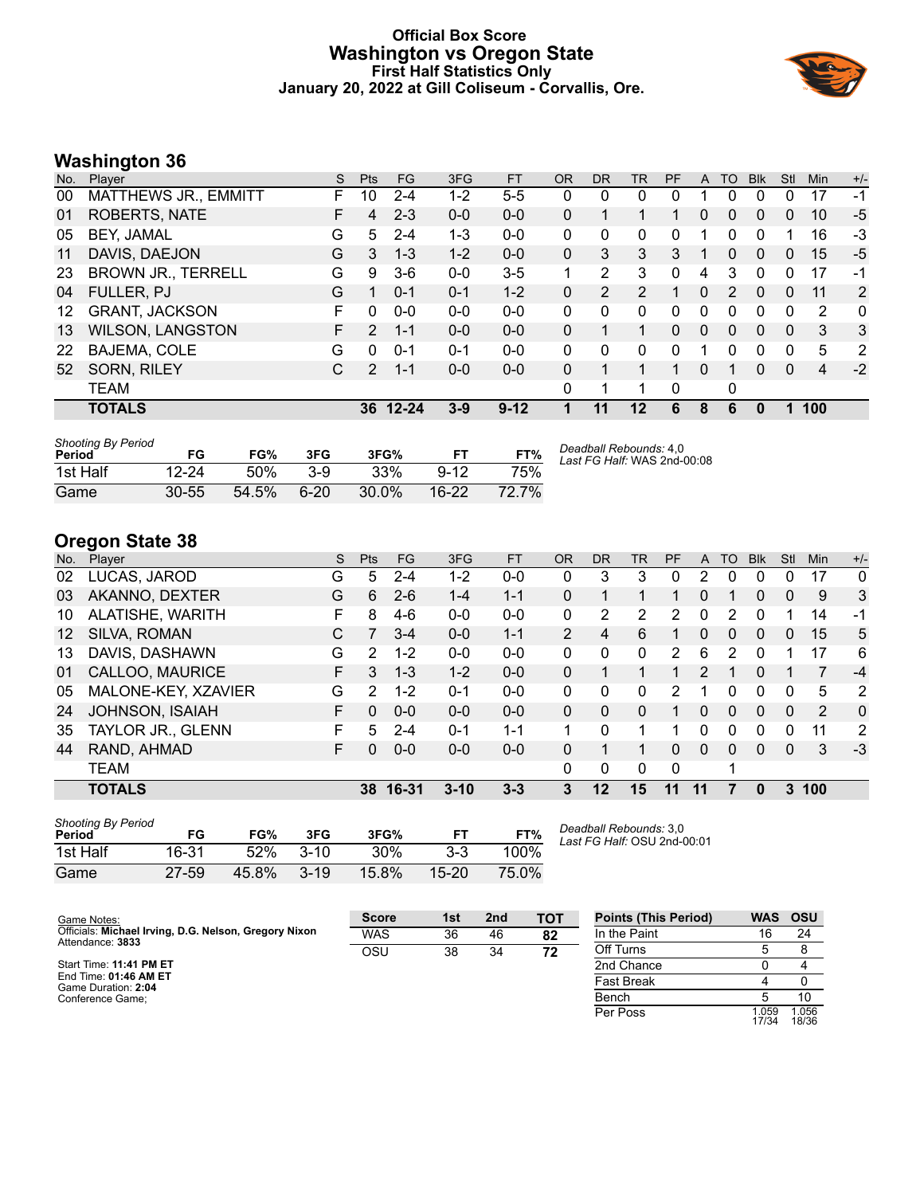# Official Box Score
# Washington vs Oregon State
### First Half Statistics Only
### January 20, 2022 at Gill Coliseum - Corvallis, Ore.

## Washington 36

| No. | Player | S | Pts | FG | 3FG | FT | OR | DR | TR | PF | A | TO | Blk | Stl | Min | +/- |
|---|---|---|---|---|---|---|---|---|---|---|---|---|---|---|---|---|
| 00 | MATTHEWS JR., EMMITT | F | 10 | 2-4 | 1-2 | 5-5 | 0 | 0 | 0 | 0 | 1 | 0 | 0 | 0 | 17 | -1 |
| 01 | ROBERTS, NATE | F | 4 | 2-3 | 0-0 | 0-0 | 0 | 1 | 1 | 1 | 0 | 0 | 0 | 0 | 10 | -5 |
| 05 | BEY, JAMAL | G | 5 | 2-4 | 1-3 | 0-0 | 0 | 0 | 0 | 0 | 1 | 0 | 0 | 1 | 16 | -3 |
| 11 | DAVIS, DAEJON | G | 3 | 1-3 | 1-2 | 0-0 | 0 | 3 | 3 | 3 | 1 | 0 | 0 | 0 | 15 | -5 |
| 23 | BROWN JR., TERRELL | G | 9 | 3-6 | 0-0 | 3-5 | 1 | 2 | 3 | 0 | 4 | 3 | 0 | 0 | 17 | -1 |
| 04 | FULLER, PJ | G | 1 | 0-1 | 0-1 | 1-2 | 0 | 2 | 2 | 1 | 0 | 2 | 0 | 0 | 11 | 2 |
| 12 | GRANT, JACKSON | F | 0 | 0-0 | 0-0 | 0-0 | 0 | 0 | 0 | 0 | 0 | 0 | 0 | 0 | 2 | 0 |
| 13 | WILSON, LANGSTON | F | 2 | 1-1 | 0-0 | 0-0 | 0 | 1 | 1 | 0 | 0 | 0 | 0 | 0 | 3 | 3 |
| 22 | BAJEMA, COLE | G | 0 | 0-1 | 0-1 | 0-0 | 0 | 0 | 0 | 0 | 1 | 0 | 0 | 0 | 5 | 2 |
| 52 | SORN, RILEY | C | 2 | 1-1 | 0-0 | 0-0 | 0 | 1 | 1 | 1 | 0 | 1 | 0 | 0 | 4 | -2 |
| | TEAM | | | | | | 0 | 1 | 1 | 0 | | 0 | | | | |
| | **TOTALS** | | **36** | **12-24** | **3-9** | **9-12** | **1** | **11** | **12** | **6** | **8** | **6** | **0** | **1** | **100** | |

*Shooting By Period*

| Period | FG | FG% | 3FG | 3FG% | FT | FT% |
|---|---|---|---|---|---|---|
| 1st Half | 12-24 | 50% | 3-9 | 33% | 9-12 | 75% |
| Game | 30-55 | 54.5% | 6-20 | 30.0% | 16-22 | 72.7% |

*Deadball Rebounds:* 4,0
*Last FG Half:* WAS 2nd-00:08

## Oregon State 38

| No. | Player | S | Pts | FG | 3FG | FT | OR | DR | TR | PF | A | TO | Blk | Stl | Min | +/- |
|---|---|---|---|---|---|---|---|---|---|---|---|---|---|---|---|---|
| 02 | LUCAS, JAROD | G | 5 | 2-4 | 1-2 | 0-0 | 0 | 3 | 3 | 0 | 2 | 0 | 0 | 0 | 17 | 0 |
| 03 | AKANNO, DEXTER | G | 6 | 2-6 | 1-4 | 1-1 | 0 | 1 | 1 | 1 | 0 | 1 | 0 | 0 | 9 | 3 |
| 10 | ALATISHE, WARITH | F | 8 | 4-6 | 0-0 | 0-0 | 0 | 2 | 2 | 2 | 0 | 2 | 0 | 1 | 14 | -1 |
| 12 | SILVA, ROMAN | C | 7 | 3-4 | 0-0 | 1-1 | 2 | 4 | 6 | 1 | 0 | 0 | 0 | 0 | 15 | 5 |
| 13 | DAVIS, DASHAWN | G | 2 | 1-2 | 0-0 | 0-0 | 0 | 0 | 0 | 2 | 6 | 2 | 0 | 1 | 17 | 6 |
| 01 | CALLOO, MAURICE | F | 3 | 1-3 | 1-2 | 0-0 | 0 | 1 | 1 | 1 | 2 | 1 | 0 | 1 | 7 | -4 |
| 05 | MALONE-KEY, XZAVIER | G | 2 | 1-2 | 0-1 | 0-0 | 0 | 0 | 0 | 2 | 1 | 0 | 0 | 0 | 5 | 2 |
| 24 | JOHNSON, ISAIAH | F | 0 | 0-0 | 0-0 | 0-0 | 0 | 0 | 0 | 1 | 0 | 0 | 0 | 0 | 2 | 0 |
| 35 | TAYLOR JR., GLENN | F | 5 | 2-4 | 0-1 | 1-1 | 1 | 0 | 1 | 1 | 0 | 0 | 0 | 0 | 11 | 2 |
| 44 | RAND, AHMAD | F | 0 | 0-0 | 0-0 | 0-0 | 0 | 1 | 1 | 0 | 0 | 0 | 0 | 0 | 3 | -3 |
| | TEAM | | | | | | 0 | 0 | 0 | 0 | | 1 | | | | |
| | **TOTALS** | | **38** | **16-31** | **3-10** | **3-3** | **3** | **12** | **15** | **11** | **11** | **7** | **0** | **3** | **100** | |

*Shooting By Period*

| Period | FG | FG% | 3FG | 3FG% | FT | FT% |
|---|---|---|---|---|---|---|
| 1st Half | 16-31 | 52% | 3-10 | 30% | 3-3 | 100% |
| Game | 27-59 | 45.8% | 3-19 | 15.8% | 15-20 | 75.0% |

*Deadball Rebounds:* 3,0
*Last FG Half:* OSU 2nd-00:01

Game Notes:
Officials: **Michael Irving, D.G. Nelson, Gregory Nixon**
Attendance: **3833**

Start Time: **11:41 PM ET**
End Time: **01:46 AM ET**
Game Duration: **2:04**
Conference Game;

| Score | 1st | 2nd | TOT |
|---|---|---|---|
| WAS | 36 | 46 | **82** |
| OSU | 38 | 34 | **72** |

| Points (This Period) | WAS | OSU |
|---|---|---|
| In the Paint | 16 | 24 |
| Off Turns | 5 | 8 |
| 2nd Chance | 0 | 4 |
| Fast Break | 4 | 0 |
| Bench | 5 | 10 |
| Per Poss | 1.059 17/34 | 1.056 18/36 |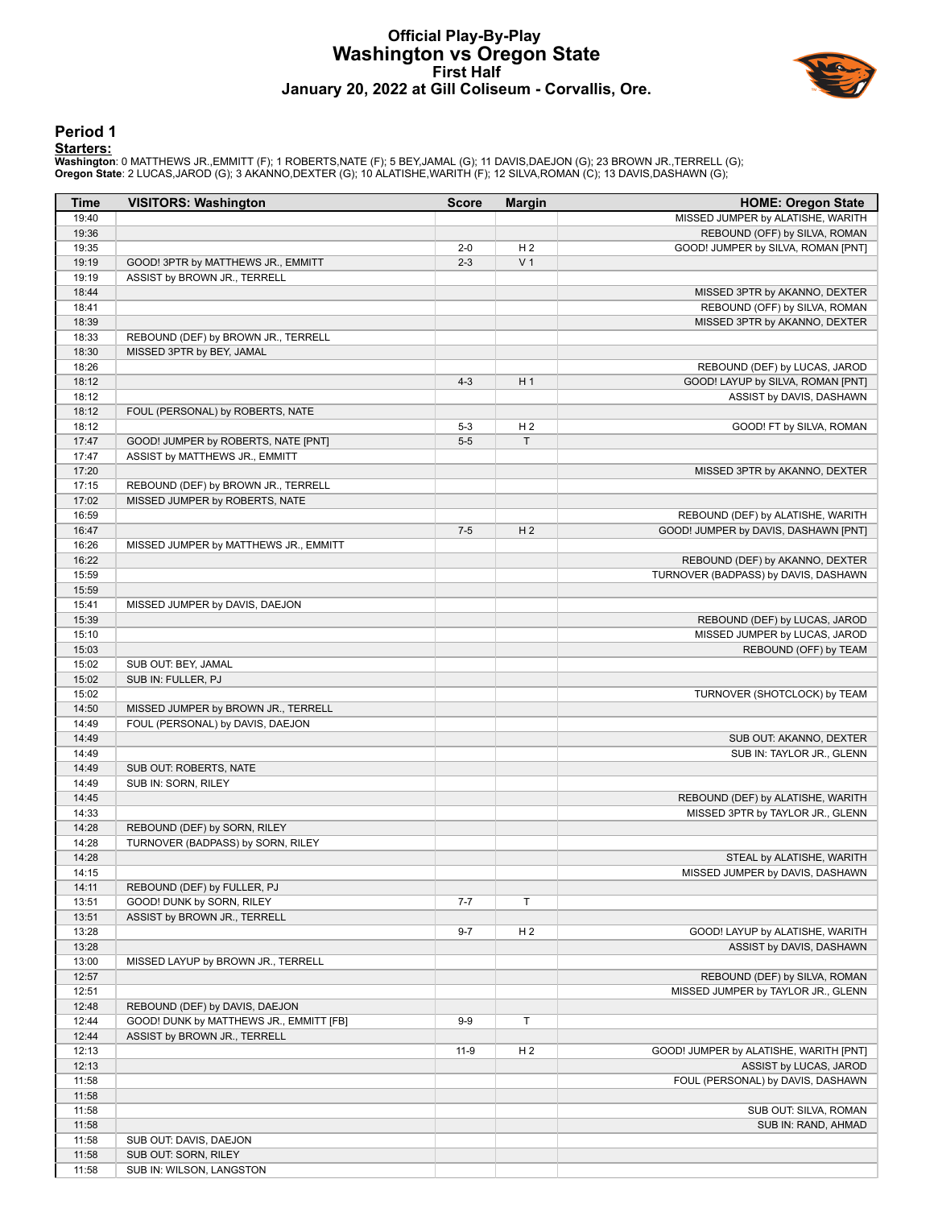# Official Play-By-Play
## Washington vs Oregon State
### First Half
### January 20, 2022 at Gill Coliseum - Corvallis, Ore.

## Period 1

**Starters:**

**Washington**: 0 MATTHEWS JR.,EMMITT (F); 1 ROBERTS,NATE (F); 5 BEY,JAMAL (G); 11 DAVIS,DAEJON (G); 23 BROWN JR.,TERRELL (G);
**Oregon State**: 2 LUCAS,JAROD (G); 3 AKANNO,DEXTER (G); 10 ALATISHE,WARITH (F); 12 SILVA,ROMAN (C); 13 DAVIS,DASHAWN (G);

| Time | VISITORS: Washington | Score | Margin | HOME: Oregon State |
|---|---|---|---|---|
| 19:40 | | | | MISSED JUMPER by ALATISHE, WARITH |
| 19:36 | | | | REBOUND (OFF) by SILVA, ROMAN |
| 19:35 | | 2-0 | H 2 | GOOD! JUMPER by SILVA, ROMAN [PNT] |
| 19:19 | GOOD! 3PTR by MATTHEWS JR., EMMITT | 2-3 | V 1 | |
| 19:19 | ASSIST by BROWN JR., TERRELL | | | |
| 18:44 | | | | MISSED 3PTR by AKANNO, DEXTER |
| 18:41 | | | | REBOUND (OFF) by SILVA, ROMAN |
| 18:39 | | | | MISSED 3PTR by AKANNO, DEXTER |
| 18:33 | REBOUND (DEF) by BROWN JR., TERRELL | | | |
| 18:30 | MISSED 3PTR by BEY, JAMAL | | | |
| 18:26 | | | | REBOUND (DEF) by LUCAS, JAROD |
| 18:12 | | 4-3 | H 1 | GOOD! LAYUP by SILVA, ROMAN [PNT] |
| 18:12 | | | | ASSIST by DAVIS, DASHAWN |
| 18:12 | FOUL (PERSONAL) by ROBERTS, NATE | | | |
| 18:12 | | 5-3 | H 2 | GOOD! FT by SILVA, ROMAN |
| 17:47 | GOOD! JUMPER by ROBERTS, NATE [PNT] | 5-5 | T | |
| 17:47 | ASSIST by MATTHEWS JR., EMMITT | | | |
| 17:20 | | | | MISSED 3PTR by AKANNO, DEXTER |
| 17:15 | REBOUND (DEF) by BROWN JR., TERRELL | | | |
| 17:02 | MISSED JUMPER by ROBERTS, NATE | | | |
| 16:59 | | | | REBOUND (DEF) by ALATISHE, WARITH |
| 16:47 | | 7-5 | H 2 | GOOD! JUMPER by DAVIS, DASHAWN [PNT] |
| 16:26 | MISSED JUMPER by MATTHEWS JR., EMMITT | | | |
| 16:22 | | | | REBOUND (DEF) by AKANNO, DEXTER |
| 15:59 | | | | TURNOVER (BADPASS) by DAVIS, DASHAWN |
| 15:59 | | | | |
| 15:41 | MISSED JUMPER by DAVIS, DAEJON | | | |
| 15:39 | | | | REBOUND (DEF) by LUCAS, JAROD |
| 15:10 | | | | MISSED JUMPER by LUCAS, JAROD |
| 15:03 | | | | REBOUND (OFF) by TEAM |
| 15:02 | SUB OUT: BEY, JAMAL | | | |
| 15:02 | SUB IN: FULLER, PJ | | | |
| 15:02 | | | | TURNOVER (SHOTCLOCK) by TEAM |
| 14:50 | MISSED JUMPER by BROWN JR., TERRELL | | | |
| 14:49 | FOUL (PERSONAL) by DAVIS, DAEJON | | | |
| 14:49 | | | | SUB OUT: AKANNO, DEXTER |
| 14:49 | | | | SUB IN: TAYLOR JR., GLENN |
| 14:49 | SUB OUT: ROBERTS, NATE | | | |
| 14:49 | SUB IN: SORN, RILEY | | | |
| 14:45 | | | | REBOUND (DEF) by ALATISHE, WARITH |
| 14:33 | | | | MISSED 3PTR by TAYLOR JR., GLENN |
| 14:28 | REBOUND (DEF) by SORN, RILEY | | | |
| 14:28 | TURNOVER (BADPASS) by SORN, RILEY | | | |
| 14:28 | | | | STEAL by ALATISHE, WARITH |
| 14:15 | | | | MISSED JUMPER by DAVIS, DASHAWN |
| 14:11 | REBOUND (DEF) by FULLER, PJ | | | |
| 13:51 | GOOD! DUNK by SORN, RILEY | 7-7 | T | |
| 13:51 | ASSIST by BROWN JR., TERRELL | | | |
| 13:28 | | 9-7 | H 2 | GOOD! LAYUP by ALATISHE, WARITH |
| 13:28 | | | | ASSIST by DAVIS, DASHAWN |
| 13:00 | MISSED LAYUP by BROWN JR., TERRELL | | | |
| 12:57 | | | | REBOUND (DEF) by SILVA, ROMAN |
| 12:51 | | | | MISSED JUMPER by TAYLOR JR., GLENN |
| 12:48 | REBOUND (DEF) by DAVIS, DAEJON | | | |
| 12:44 | GOOD! DUNK by MATTHEWS JR., EMMITT [FB] | 9-9 | T | |
| 12:44 | ASSIST by BROWN JR., TERRELL | | | |
| 12:13 | | 11-9 | H 2 | GOOD! JUMPER by ALATISHE, WARITH [PNT] |
| 12:13 | | | | ASSIST by LUCAS, JAROD |
| 11:58 | | | | FOUL (PERSONAL) by DAVIS, DASHAWN |
| 11:58 | | | | |
| 11:58 | | | | SUB OUT: SILVA, ROMAN |
| 11:58 | | | | SUB IN: RAND, AHMAD |
| 11:58 | SUB OUT: DAVIS, DAEJON | | | |
| 11:58 | SUB OUT: SORN, RILEY | | | |
| 11:58 | SUB IN: WILSON, LANGSTON | | | |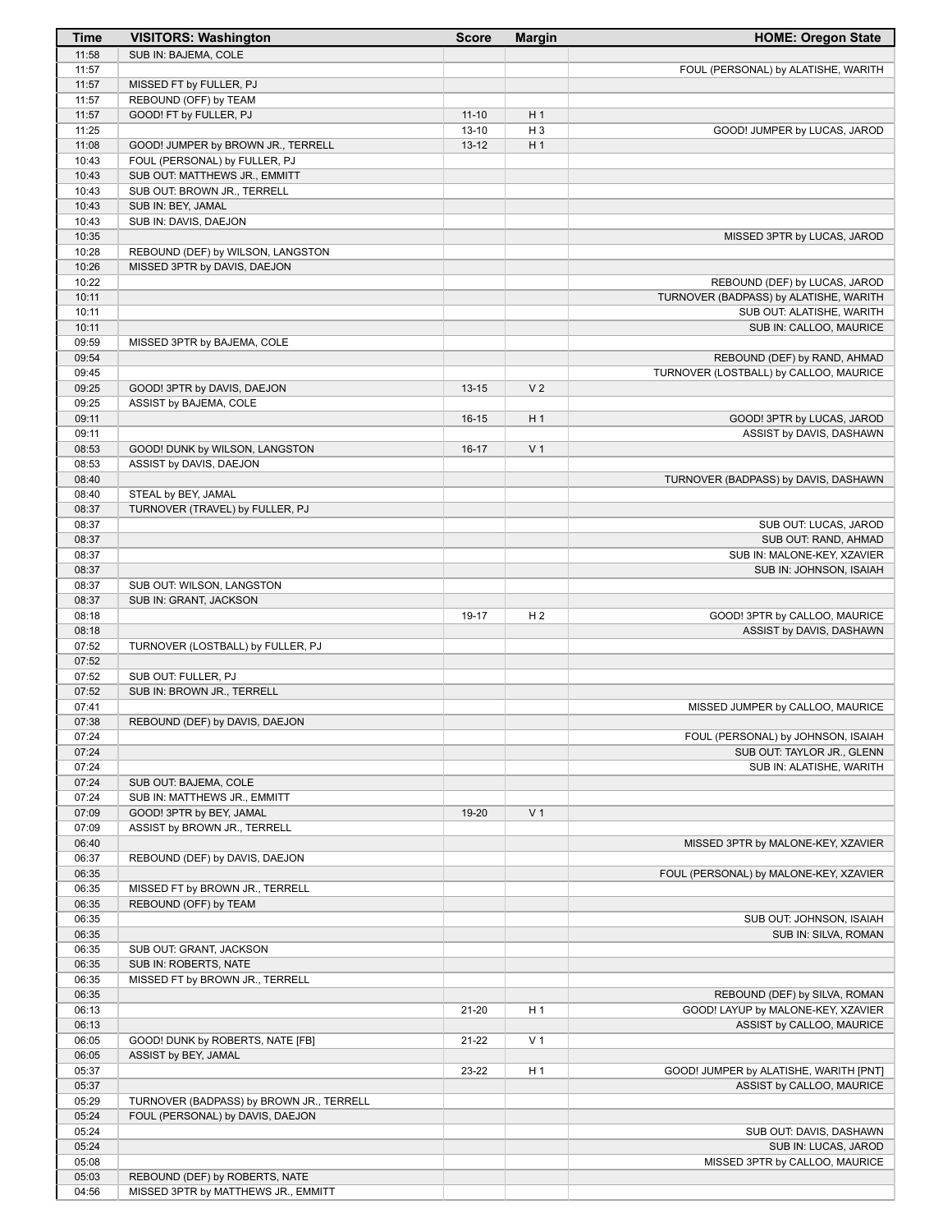| Time | VISITORS: Washington | Score | Margin | HOME: Oregon State |
|---|---|---|---|---|
| 11:58 | SUB IN: BAJEMA, COLE | | | |
| 11:57 | | | | FOUL (PERSONAL) by ALATISHE, WARITH |
| 11:57 | MISSED FT by FULLER, PJ | | | |
| 11:57 | REBOUND (OFF) by TEAM | | | |
| 11:57 | GOOD! FT by FULLER, PJ | 11-10 | H 1 | |
| 11:25 | | 13-10 | H 3 | GOOD! JUMPER by LUCAS, JAROD |
| 11:08 | GOOD! JUMPER by BROWN JR., TERRELL | 13-12 | H 1 | |
| 10:43 | FOUL (PERSONAL) by FULLER, PJ | | | |
| 10:43 | SUB OUT: MATTHEWS JR., EMMITT | | | |
| 10:43 | SUB OUT: BROWN JR., TERRELL | | | |
| 10:43 | SUB IN: BEY, JAMAL | | | |
| 10:43 | SUB IN: DAVIS, DAEJON | | | |
| 10:35 | | | | MISSED 3PTR by LUCAS, JAROD |
| 10:28 | REBOUND (DEF) by WILSON, LANGSTON | | | |
| 10:26 | MISSED 3PTR by DAVIS, DAEJON | | | |
| 10:22 | | | | REBOUND (DEF) by LUCAS, JAROD |
| 10:11 | | | | TURNOVER (BADPASS) by ALATISHE, WARITH |
| 10:11 | | | | SUB OUT: ALATISHE, WARITH |
| 10:11 | | | | SUB IN: CALLOO, MAURICE |
| 09:59 | MISSED 3PTR by BAJEMA, COLE | | | |
| 09:54 | | | | REBOUND (DEF) by RAND, AHMAD |
| 09:45 | | | | TURNOVER (LOSTBALL) by CALLOO, MAURICE |
| 09:25 | GOOD! 3PTR by DAVIS, DAEJON | 13-15 | V 2 | |
| 09:25 | ASSIST by BAJEMA, COLE | | | |
| 09:11 | | 16-15 | H 1 | GOOD! 3PTR by LUCAS, JAROD |
| 09:11 | | | | ASSIST by DAVIS, DASHAWN |
| 08:53 | GOOD! DUNK by WILSON, LANGSTON | 16-17 | V 1 | |
| 08:53 | ASSIST by DAVIS, DAEJON | | | |
| 08:40 | | | | TURNOVER (BADPASS) by DAVIS, DASHAWN |
| 08:40 | STEAL by BEY, JAMAL | | | |
| 08:37 | TURNOVER (TRAVEL) by FULLER, PJ | | | |
| 08:37 | | | | SUB OUT: LUCAS, JAROD |
| 08:37 | | | | SUB OUT: RAND, AHMAD |
| 08:37 | | | | SUB IN: MALONE-KEY, XZAVIER |
| 08:37 | | | | SUB IN: JOHNSON, ISAIAH |
| 08:37 | SUB OUT: WILSON, LANGSTON | | | |
| 08:37 | SUB IN: GRANT, JACKSON | | | |
| 08:18 | | 19-17 | H 2 | GOOD! 3PTR by CALLOO, MAURICE |
| 08:18 | | | | ASSIST by DAVIS, DASHAWN |
| 07:52 | TURNOVER (LOSTBALL) by FULLER, PJ | | | |
| 07:52 | | | | |
| 07:52 | SUB OUT: FULLER, PJ | | | |
| 07:52 | SUB IN: BROWN JR., TERRELL | | | |
| 07:41 | | | | MISSED JUMPER by CALLOO, MAURICE |
| 07:38 | REBOUND (DEF) by DAVIS, DAEJON | | | |
| 07:24 | | | | FOUL (PERSONAL) by JOHNSON, ISAIAH |
| 07:24 | | | | SUB OUT: TAYLOR JR., GLENN |
| 07:24 | | | | SUB IN: ALATISHE, WARITH |
| 07:24 | SUB OUT: BAJEMA, COLE | | | |
| 07:24 | SUB IN: MATTHEWS JR., EMMITT | | | |
| 07:09 | GOOD! 3PTR by BEY, JAMAL | 19-20 | V 1 | |
| 07:09 | ASSIST by BROWN JR., TERRELL | | | |
| 06:40 | | | | MISSED 3PTR by MALONE-KEY, XZAVIER |
| 06:37 | REBOUND (DEF) by DAVIS, DAEJON | | | |
| 06:35 | | | | FOUL (PERSONAL) by MALONE-KEY, XZAVIER |
| 06:35 | MISSED FT by BROWN JR., TERRELL | | | |
| 06:35 | REBOUND (OFF) by TEAM | | | |
| 06:35 | | | | SUB OUT: JOHNSON, ISAIAH |
| 06:35 | | | | SUB IN: SILVA, ROMAN |
| 06:35 | SUB OUT: GRANT, JACKSON | | | |
| 06:35 | SUB IN: ROBERTS, NATE | | | |
| 06:35 | MISSED FT by BROWN JR., TERRELL | | | |
| 06:35 | | | | REBOUND (DEF) by SILVA, ROMAN |
| 06:13 | | 21-20 | H 1 | GOOD! LAYUP by MALONE-KEY, XZAVIER |
| 06:13 | | | | ASSIST by CALLOO, MAURICE |
| 06:05 | GOOD! DUNK by ROBERTS, NATE [FB] | 21-22 | V 1 | |
| 06:05 | ASSIST by BEY, JAMAL | | | |
| 05:37 | | 23-22 | H 1 | GOOD! JUMPER by ALATISHE, WARITH [PNT] |
| 05:37 | | | | ASSIST by CALLOO, MAURICE |
| 05:29 | TURNOVER (BADPASS) by BROWN JR., TERRELL | | | |
| 05:24 | FOUL (PERSONAL) by DAVIS, DAEJON | | | |
| 05:24 | | | | SUB OUT: DAVIS, DASHAWN |
| 05:24 | | | | SUB IN: LUCAS, JAROD |
| 05:08 | | | | MISSED 3PTR by CALLOO, MAURICE |
| 05:03 | REBOUND (DEF) by ROBERTS, NATE | | | |
| 04:56 | MISSED 3PTR by MATTHEWS JR., EMMITT | | | |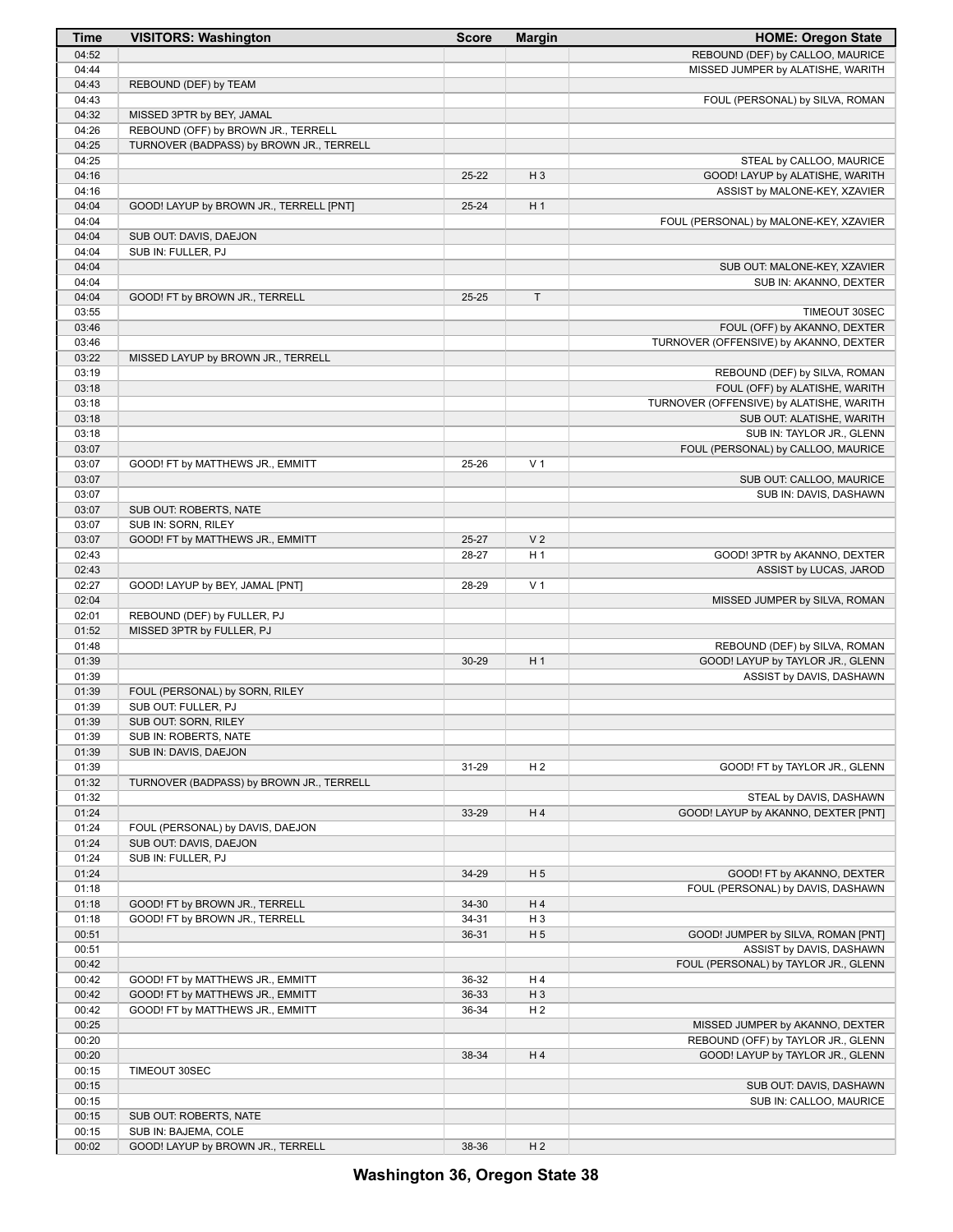| Time | VISITORS: Washington | Score | Margin | HOME: Oregon State |
|---|---|---|---|---|
| 04:52 | | | | REBOUND (DEF) by CALLOO, MAURICE |
| 04:44 | | | | MISSED JUMPER by ALATISHE, WARITH |
| 04:43 | REBOUND (DEF) by TEAM | | | |
| 04:43 | | | | FOUL (PERSONAL) by SILVA, ROMAN |
| 04:32 | MISSED 3PTR by BEY, JAMAL | | | |
| 04:26 | REBOUND (OFF) by BROWN JR., TERRELL | | | |
| 04:25 | TURNOVER (BADPASS) by BROWN JR., TERRELL | | | |
| 04:25 | | | | STEAL by CALLOO, MAURICE |
| 04:16 | | 25-22 | H 3 | GOOD! LAYUP by ALATISHE, WARITH |
| 04:16 | | | | ASSIST by MALONE-KEY, XZAVIER |
| 04:04 | GOOD! LAYUP by BROWN JR., TERRELL [PNT] | 25-24 | H 1 | |
| 04:04 | | | | FOUL (PERSONAL) by MALONE-KEY, XZAVIER |
| 04:04 | SUB OUT: DAVIS, DAEJON | | | |
| 04:04 | SUB IN: FULLER, PJ | | | |
| 04:04 | | | | SUB OUT: MALONE-KEY, XZAVIER |
| 04:04 | | | | SUB IN: AKANNO, DEXTER |
| 04:04 | GOOD! FT by BROWN JR., TERRELL | 25-25 | T | |
| 03:55 | | | | TIMEOUT 30SEC |
| 03:46 | | | | FOUL (OFF) by AKANNO, DEXTER |
| 03:46 | | | | TURNOVER (OFFENSIVE) by AKANNO, DEXTER |
| 03:22 | MISSED LAYUP by BROWN JR., TERRELL | | | |
| 03:19 | | | | REBOUND (DEF) by SILVA, ROMAN |
| 03:18 | | | | FOUL (OFF) by ALATISHE, WARITH |
| 03:18 | | | | TURNOVER (OFFENSIVE) by ALATISHE, WARITH |
| 03:18 | | | | SUB OUT: ALATISHE, WARITH |
| 03:18 | | | | SUB IN: TAYLOR JR., GLENN |
| 03:07 | | | | FOUL (PERSONAL) by CALLOO, MAURICE |
| 03:07 | GOOD! FT by MATTHEWS JR., EMMITT | 25-26 | V 1 | |
| 03:07 | | | | SUB OUT: CALLOO, MAURICE |
| 03:07 | | | | SUB IN: DAVIS, DASHAWN |
| 03:07 | SUB OUT: ROBERTS, NATE | | | |
| 03:07 | SUB IN: SORN, RILEY | | | |
| 03:07 | GOOD! FT by MATTHEWS JR., EMMITT | 25-27 | V 2 | |
| 02:43 | | 28-27 | H 1 | GOOD! 3PTR by AKANNO, DEXTER |
| 02:43 | | | | ASSIST by LUCAS, JAROD |
| 02:27 | GOOD! LAYUP by BEY, JAMAL [PNT] | 28-29 | V 1 | |
| 02:04 | | | | MISSED JUMPER by SILVA, ROMAN |
| 02:01 | REBOUND (DEF) by FULLER, PJ | | | |
| 01:52 | MISSED 3PTR by FULLER, PJ | | | |
| 01:48 | | | | REBOUND (DEF) by SILVA, ROMAN |
| 01:39 | | 30-29 | H 1 | GOOD! LAYUP by TAYLOR JR., GLENN |
| 01:39 | | | | ASSIST by DAVIS, DASHAWN |
| 01:39 | FOUL (PERSONAL) by SORN, RILEY | | | |
| 01:39 | SUB OUT: FULLER, PJ | | | |
| 01:39 | SUB OUT: SORN, RILEY | | | |
| 01:39 | SUB IN: ROBERTS, NATE | | | |
| 01:39 | SUB IN: DAVIS, DAEJON | | | |
| 01:39 | | 31-29 | H 2 | GOOD! FT by TAYLOR JR., GLENN |
| 01:32 | TURNOVER (BADPASS) by BROWN JR., TERRELL | | | |
| 01:32 | | | | STEAL by DAVIS, DASHAWN |
| 01:24 | | 33-29 | H 4 | GOOD! LAYUP by AKANNO, DEXTER [PNT] |
| 01:24 | FOUL (PERSONAL) by DAVIS, DAEJON | | | |
| 01:24 | SUB OUT: DAVIS, DAEJON | | | |
| 01:24 | SUB IN: FULLER, PJ | | | |
| 01:24 | | 34-29 | H 5 | GOOD! FT by AKANNO, DEXTER |
| 01:18 | | | | FOUL (PERSONAL) by DAVIS, DASHAWN |
| 01:18 | GOOD! FT by BROWN JR., TERRELL | 34-30 | H 4 | |
| 01:18 | GOOD! FT by BROWN JR., TERRELL | 34-31 | H 3 | |
| 00:51 | | 36-31 | H 5 | GOOD! JUMPER by SILVA, ROMAN [PNT] |
| 00:51 | | | | ASSIST by DAVIS, DASHAWN |
| 00:42 | | | | FOUL (PERSONAL) by TAYLOR JR., GLENN |
| 00:42 | GOOD! FT by MATTHEWS JR., EMMITT | 36-32 | H 4 | |
| 00:42 | GOOD! FT by MATTHEWS JR., EMMITT | 36-33 | H 3 | |
| 00:42 | GOOD! FT by MATTHEWS JR., EMMITT | 36-34 | H 2 | |
| 00:25 | | | | MISSED JUMPER by AKANNO, DEXTER |
| 00:20 | | | | REBOUND (OFF) by TAYLOR JR., GLENN |
| 00:20 | | 38-34 | H 4 | GOOD! LAYUP by TAYLOR JR., GLENN |
| 00:15 | TIMEOUT 30SEC | | | |
| 00:15 | | | | SUB OUT: DAVIS, DASHAWN |
| 00:15 | | | | SUB IN: CALLOO, MAURICE |
| 00:15 | SUB OUT: ROBERTS, NATE | | | |
| 00:15 | SUB IN: BAJEMA, COLE | | | |
| 00:02 | GOOD! LAYUP by BROWN JR., TERRELL | 38-36 | H 2 | |

**Washington 36, Oregon State 38**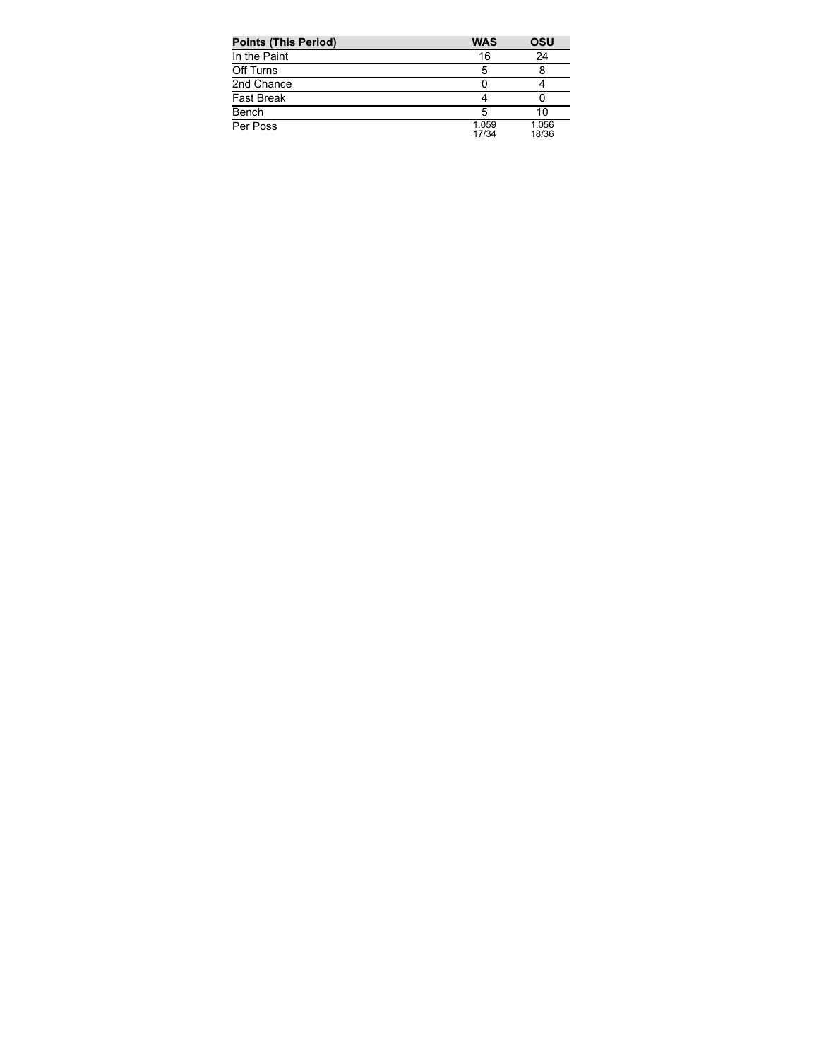| Points (This Period) | WAS | OSU |
| --- | --- | --- |
| In the Paint | 16 | 24 |
| Off Turns | 5 | 8 |
| 2nd Chance | 0 | 4 |
| Fast Break | 4 | 0 |
| Bench | 5 | 10 |
| Per Poss | 1.059 17/34 | 1.056 18/36 |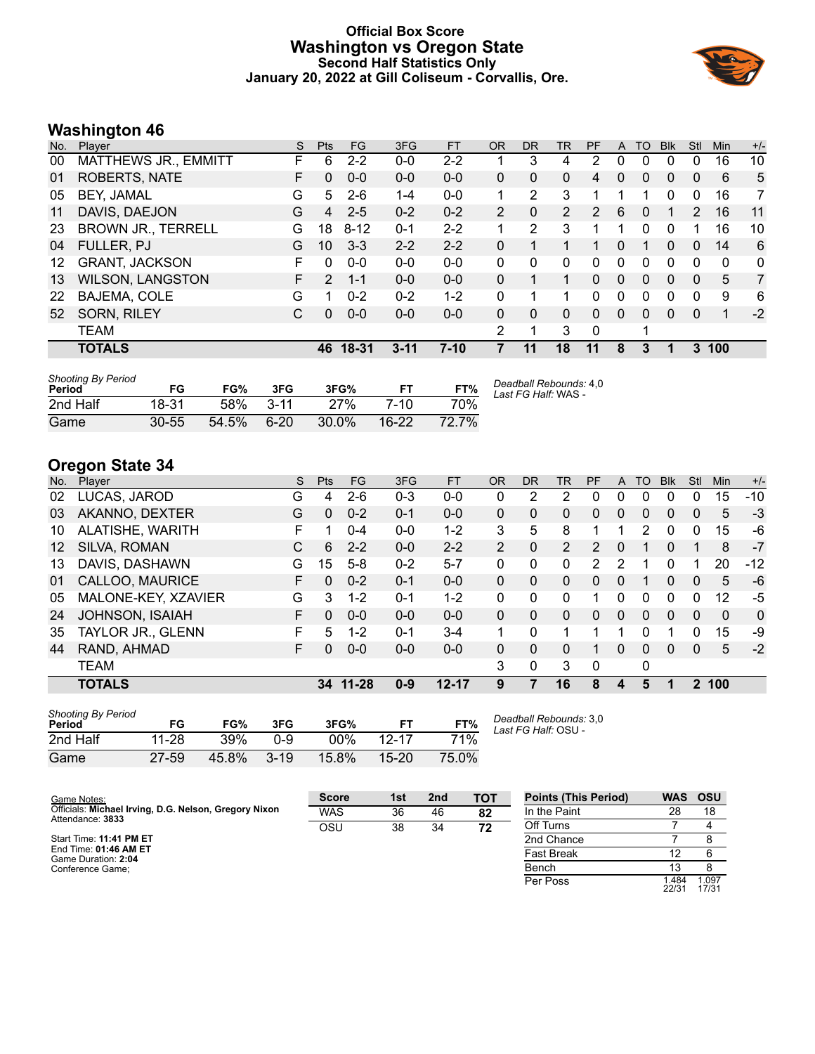# Official Box Score
## Washington vs Oregon State
### Second Half Statistics Only
### January 20, 2022 at Gill Coliseum - Corvallis, Ore.

## Washington 46

| No. | Player | S | Pts | FG | 3FG | FT | OR | DR | TR | PF | A | TO | Blk | Stl | Min | +/- |
|---|---|---|---|---|---|---|---|---|---|---|---|---|---|---|---|---|
| 00 | MATTHEWS JR., EMMITT | F | 6 | 2-2 | 0-0 | 2-2 | 1 | 3 | 4 | 2 | 0 | 0 | 0 | 0 | 16 | 10 |
| 01 | ROBERTS, NATE | F | 0 | 0-0 | 0-0 | 0-0 | 0 | 0 | 0 | 4 | 0 | 0 | 0 | 0 | 6 | 5 |
| 05 | BEY, JAMAL | G | 5 | 2-6 | 1-4 | 0-0 | 1 | 2 | 3 | 1 | 1 | 1 | 0 | 0 | 16 | 7 |
| 11 | DAVIS, DAEJON | G | 4 | 2-5 | 0-2 | 0-2 | 2 | 0 | 2 | 2 | 6 | 0 | 1 | 2 | 16 | 11 |
| 23 | BROWN JR., TERRELL | G | 18 | 8-12 | 0-1 | 2-2 | 1 | 2 | 3 | 1 | 1 | 0 | 0 | 1 | 16 | 10 |
| 04 | FULLER, PJ | G | 10 | 3-3 | 2-2 | 2-2 | 0 | 1 | 1 | 1 | 0 | 1 | 0 | 0 | 14 | 6 |
| 12 | GRANT, JACKSON | F | 0 | 0-0 | 0-0 | 0-0 | 0 | 0 | 0 | 0 | 0 | 0 | 0 | 0 | 0 | 0 |
| 13 | WILSON, LANGSTON | F | 2 | 1-1 | 0-0 | 0-0 | 0 | 1 | 1 | 0 | 0 | 0 | 0 | 0 | 5 | 7 |
| 22 | BAJEMA, COLE | G | 1 | 0-2 | 0-2 | 1-2 | 0 | 1 | 1 | 0 | 0 | 0 | 0 | 0 | 9 | 6 |
| 52 | SORN, RILEY | C | 0 | 0-0 | 0-0 | 0-0 | 0 | 0 | 0 | 0 | 0 | 0 | 0 | 0 | 1 | -2 |
| | TEAM | | | | | | 2 | 1 | 3 | 0 | | 1 | | | | |
| | **TOTALS** | | **46** | **18-31** | **3-11** | **7-10** | **7** | **11** | **18** | **11** | **8** | **3** | **1** | **3** | **100** | |

*Shooting By Period*

| Period | FG | FG% | 3FG | 3FG% | FT | FT% |
|---|---|---|---|---|---|---|
| 2nd Half | 18-31 | 58% | 3-11 | 27% | 7-10 | 70% |
| Game | 30-55 | 54.5% | 6-20 | 30.0% | 16-22 | 72.7% |

*Deadball Rebounds:* 4,0
*Last FG Half:* WAS -

## Oregon State 34

| No. | Player | S | Pts | FG | 3FG | FT | OR | DR | TR | PF | A | TO | Blk | Stl | Min | +/- |
|---|---|---|---|---|---|---|---|---|---|---|---|---|---|---|---|---|
| 02 | LUCAS, JAROD | G | 4 | 2-6 | 0-3 | 0-0 | 0 | 2 | 2 | 0 | 0 | 0 | 0 | 0 | 15 | -10 |
| 03 | AKANNO, DEXTER | G | 0 | 0-2 | 0-1 | 0-0 | 0 | 0 | 0 | 0 | 0 | 0 | 0 | 0 | 5 | -3 |
| 10 | ALATISHE, WARITH | F | 1 | 0-4 | 0-0 | 1-2 | 3 | 5 | 8 | 1 | 1 | 2 | 0 | 0 | 15 | -6 |
| 12 | SILVA, ROMAN | C | 6 | 2-2 | 0-0 | 2-2 | 2 | 0 | 2 | 2 | 0 | 1 | 0 | 1 | 8 | -7 |
| 13 | DAVIS, DASHAWN | G | 15 | 5-8 | 0-2 | 5-7 | 0 | 0 | 0 | 2 | 2 | 1 | 0 | 1 | 20 | -12 |
| 01 | CALLOO, MAURICE | F | 0 | 0-2 | 0-1 | 0-0 | 0 | 0 | 0 | 0 | 0 | 1 | 0 | 0 | 5 | -6 |
| 05 | MALONE-KEY, XZAVIER | G | 3 | 1-2 | 0-1 | 1-2 | 0 | 0 | 0 | 1 | 0 | 0 | 0 | 0 | 12 | -5 |
| 24 | JOHNSON, ISAIAH | F | 0 | 0-0 | 0-0 | 0-0 | 0 | 0 | 0 | 0 | 0 | 0 | 0 | 0 | 0 | 0 |
| 35 | TAYLOR JR., GLENN | F | 5 | 1-2 | 0-1 | 3-4 | 1 | 0 | 1 | 1 | 1 | 0 | 1 | 0 | 15 | -9 |
| 44 | RAND, AHMAD | F | 0 | 0-0 | 0-0 | 0-0 | 0 | 0 | 0 | 1 | 0 | 0 | 0 | 0 | 5 | -2 |
| | TEAM | | | | | | 3 | 0 | 3 | 0 | | 0 | | | | |
| | **TOTALS** | | **34** | **11-28** | **0-9** | **12-17** | **9** | **7** | **16** | **8** | **4** | **5** | **1** | **2** | **100** | |

*Shooting By Period*

| Period | FG | FG% | 3FG | 3FG% | FT | FT% |
|---|---|---|---|---|---|---|
| 2nd Half | 11-28 | 39% | 0-9 | 00% | 12-17 | 71% |
| Game | 27-59 | 45.8% | 3-19 | 15.8% | 15-20 | 75.0% |

*Deadball Rebounds:* 3,0
*Last FG Half:* OSU -

Game Notes:
Officials: **Michael Irving, D.G. Nelson, Gregory Nixon**
Attendance: **3833**

Start Time: **11:41 PM ET**
End Time: **01:46 AM ET**
Game Duration: **2:04**
Conference Game;

| Score | 1st | 2nd | TOT |
|---|---|---|---|
| WAS | 36 | 46 | **82** |
| OSU | 38 | 34 | **72** |

| Points (This Period) | WAS | OSU |
|---|---|---|
| In the Paint | 28 | 18 |
| Off Turns | 7 | 4 |
| 2nd Chance | 7 | 8 |
| Fast Break | 12 | 6 |
| Bench | 13 | 8 |
| Per Poss | 1.484 22/31 | 1.097 17/31 |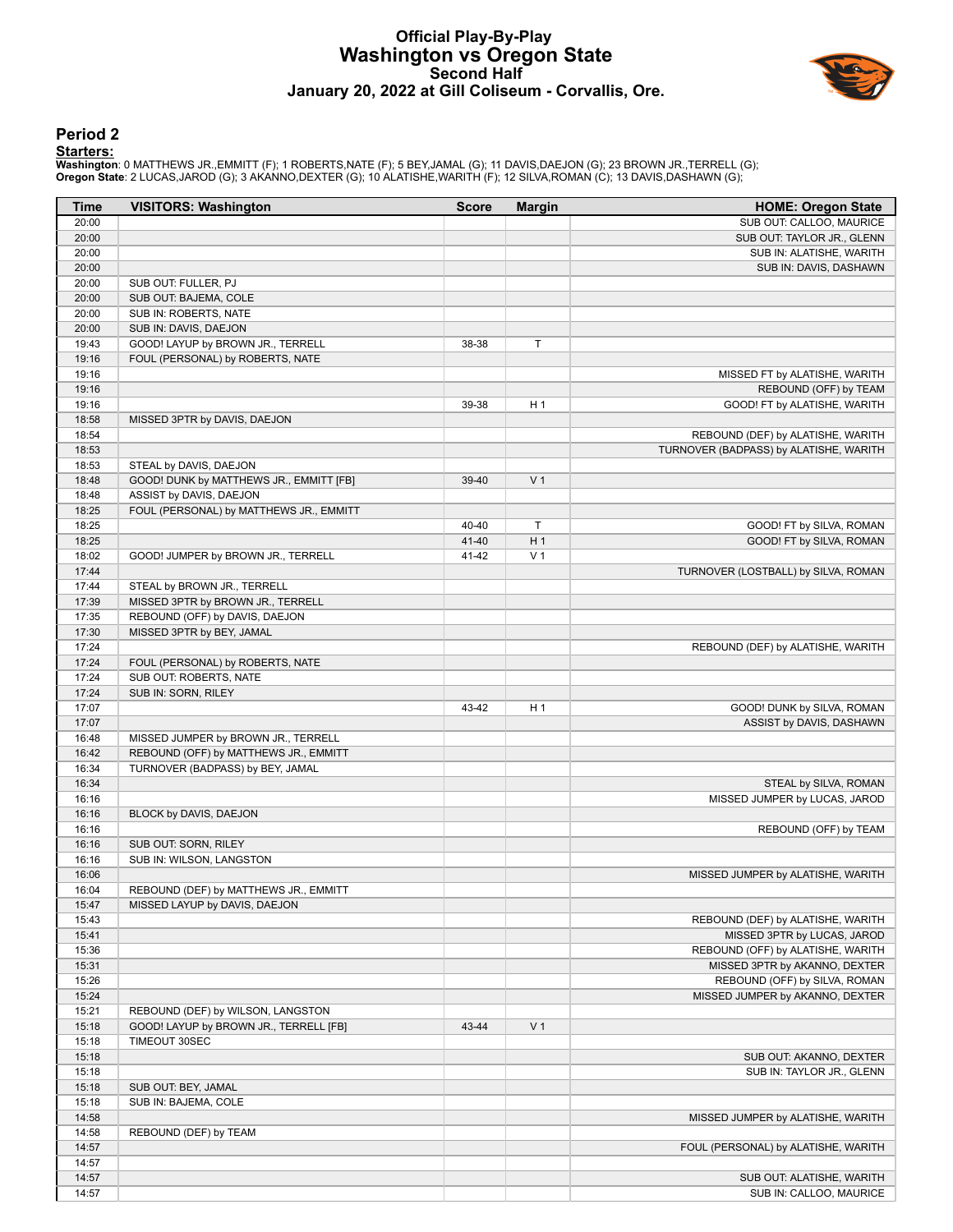# Official Play-By-Play
## Washington vs Oregon State
### Second Half
### January 20, 2022 at Gill Coliseum - Corvallis, Ore.

## Period 2

**Starters:**

**Washington**: 0 MATTHEWS JR.,EMMITT (F); 1 ROBERTS,NATE (F); 5 BEY,JAMAL (G); 11 DAVIS,DAEJON (G); 23 BROWN JR.,TERRELL (G);
**Oregon State**: 2 LUCAS,JAROD (G); 3 AKANNO,DEXTER (G); 10 ALATISHE,WARITH (F); 12 SILVA,ROMAN (C); 13 DAVIS,DASHAWN (G);

| Time | VISITORS: Washington | Score | Margin | HOME: Oregon State |
|---|---|---|---|---|
| 20:00 | | | | SUB OUT: CALLOO, MAURICE |
| 20:00 | | | | SUB OUT: TAYLOR JR., GLENN |
| 20:00 | | | | SUB IN: ALATISHE, WARITH |
| 20:00 | | | | SUB IN: DAVIS, DASHAWN |
| 20:00 | SUB OUT: FULLER, PJ | | | |
| 20:00 | SUB OUT: BAJEMA, COLE | | | |
| 20:00 | SUB IN: ROBERTS, NATE | | | |
| 20:00 | SUB IN: DAVIS, DAEJON | | | |
| 19:43 | GOOD! LAYUP by BROWN JR., TERRELL | 38-38 | T | |
| 19:16 | FOUL (PERSONAL) by ROBERTS, NATE | | | |
| 19:16 | | | | MISSED FT by ALATISHE, WARITH |
| 19:16 | | | | REBOUND (OFF) by TEAM |
| 19:16 | | 39-38 | H 1 | GOOD! FT by ALATISHE, WARITH |
| 18:58 | MISSED 3PTR by DAVIS, DAEJON | | | |
| 18:54 | | | | REBOUND (DEF) by ALATISHE, WARITH |
| 18:53 | | | | TURNOVER (BADPASS) by ALATISHE, WARITH |
| 18:53 | STEAL by DAVIS, DAEJON | | | |
| 18:48 | GOOD! DUNK by MATTHEWS JR., EMMITT [FB] | 39-40 | V 1 | |
| 18:48 | ASSIST by DAVIS, DAEJON | | | |
| 18:25 | FOUL (PERSONAL) by MATTHEWS JR., EMMITT | | | |
| 18:25 | | 40-40 | T | GOOD! FT by SILVA, ROMAN |
| 18:25 | | 41-40 | H 1 | GOOD! FT by SILVA, ROMAN |
| 18:02 | GOOD! JUMPER by BROWN JR., TERRELL | 41-42 | V 1 | |
| 17:44 | | | | TURNOVER (LOSTBALL) by SILVA, ROMAN |
| 17:44 | STEAL by BROWN JR., TERRELL | | | |
| 17:39 | MISSED 3PTR by BROWN JR., TERRELL | | | |
| 17:35 | REBOUND (OFF) by DAVIS, DAEJON | | | |
| 17:30 | MISSED 3PTR by BEY, JAMAL | | | |
| 17:24 | | | | REBOUND (DEF) by ALATISHE, WARITH |
| 17:24 | FOUL (PERSONAL) by ROBERTS, NATE | | | |
| 17:24 | SUB OUT: ROBERTS, NATE | | | |
| 17:24 | SUB IN: SORN, RILEY | | | |
| 17:07 | | 43-42 | H 1 | GOOD! DUNK by SILVA, ROMAN |
| 17:07 | | | | ASSIST by DAVIS, DASHAWN |
| 16:48 | MISSED JUMPER by BROWN JR., TERRELL | | | |
| 16:42 | REBOUND (OFF) by MATTHEWS JR., EMMITT | | | |
| 16:34 | TURNOVER (BADPASS) by BEY, JAMAL | | | |
| 16:34 | | | | STEAL by SILVA, ROMAN |
| 16:16 | | | | MISSED JUMPER by LUCAS, JAROD |
| 16:16 | BLOCK by DAVIS, DAEJON | | | |
| 16:16 | | | | REBOUND (OFF) by TEAM |
| 16:16 | SUB OUT: SORN, RILEY | | | |
| 16:16 | SUB IN: WILSON, LANGSTON | | | |
| 16:06 | | | | MISSED JUMPER by ALATISHE, WARITH |
| 16:04 | REBOUND (DEF) by MATTHEWS JR., EMMITT | | | |
| 15:47 | MISSED LAYUP by DAVIS, DAEJON | | | |
| 15:43 | | | | REBOUND (DEF) by ALATISHE, WARITH |
| 15:41 | | | | MISSED 3PTR by LUCAS, JAROD |
| 15:36 | | | | REBOUND (OFF) by ALATISHE, WARITH |
| 15:31 | | | | MISSED 3PTR by AKANNO, DEXTER |
| 15:26 | | | | REBOUND (OFF) by SILVA, ROMAN |
| 15:24 | | | | MISSED JUMPER by AKANNO, DEXTER |
| 15:21 | REBOUND (DEF) by WILSON, LANGSTON | | | |
| 15:18 | GOOD! LAYUP by BROWN JR., TERRELL [FB] | 43-44 | V 1 | |
| 15:18 | TIMEOUT 30SEC | | | |
| 15:18 | | | | SUB OUT: AKANNO, DEXTER |
| 15:18 | | | | SUB IN: TAYLOR JR., GLENN |
| 15:18 | SUB OUT: BEY, JAMAL | | | |
| 15:18 | SUB IN: BAJEMA, COLE | | | |
| 14:58 | | | | MISSED JUMPER by ALATISHE, WARITH |
| 14:58 | REBOUND (DEF) by TEAM | | | |
| 14:57 | | | | FOUL (PERSONAL) by ALATISHE, WARITH |
| 14:57 | | | | |
| 14:57 | | | | SUB OUT: ALATISHE, WARITH |
| 14:57 | | | | SUB IN: CALLOO, MAURICE |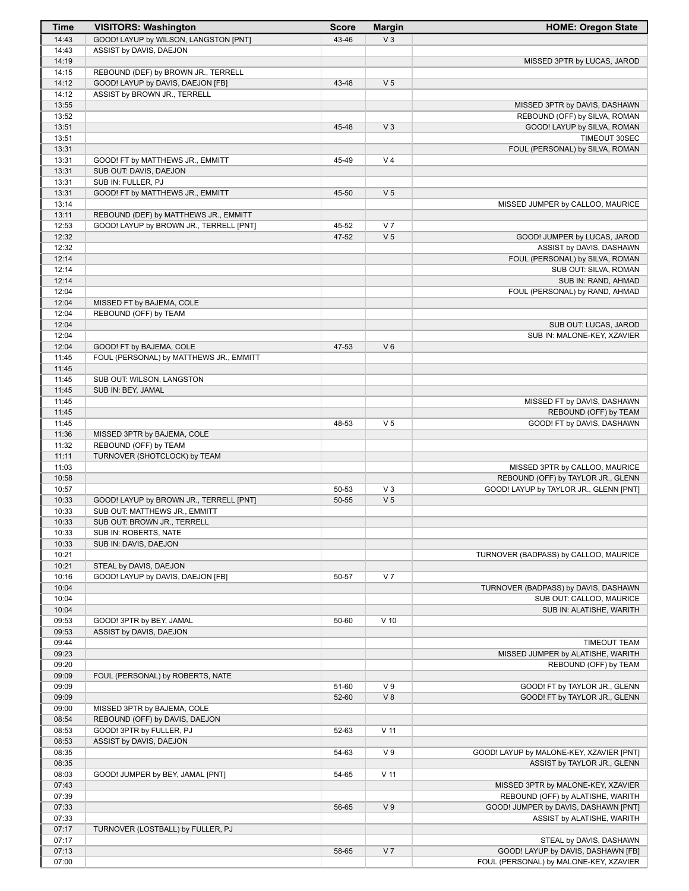| Time | VISITORS: Washington | Score | Margin | HOME: Oregon State |
|---|---|---|---|---|
| 14:43 | GOOD! LAYUP by WILSON, LANGSTON [PNT] | 43-46 | V 3 | |
| 14:43 | ASSIST by DAVIS, DAEJON | | | |
| 14:19 | | | | MISSED 3PTR by LUCAS, JAROD |
| 14:15 | REBOUND (DEF) by BROWN JR., TERRELL | | | |
| 14:12 | GOOD! LAYUP by DAVIS, DAEJON [FB] | 43-48 | V 5 | |
| 14:12 | ASSIST by BROWN JR., TERRELL | | | |
| 13:55 | | | | MISSED 3PTR by DAVIS, DASHAWN |
| 13:52 | | | | REBOUND (OFF) by SILVA, ROMAN |
| 13:51 | | 45-48 | V 3 | GOOD! LAYUP by SILVA, ROMAN |
| 13:51 | | | | TIMEOUT 30SEC |
| 13:31 | | | | FOUL (PERSONAL) by SILVA, ROMAN |
| 13:31 | GOOD! FT by MATTHEWS JR., EMMITT | 45-49 | V 4 | |
| 13:31 | SUB OUT: DAVIS, DAEJON | | | |
| 13:31 | SUB IN: FULLER, PJ | | | |
| 13:31 | GOOD! FT by MATTHEWS JR., EMMITT | 45-50 | V 5 | |
| 13:14 | | | | MISSED JUMPER by CALLOO, MAURICE |
| 13:11 | REBOUND (DEF) by MATTHEWS JR., EMMITT | | | |
| 12:53 | GOOD! LAYUP by BROWN JR., TERRELL [PNT] | 45-52 | V 7 | |
| 12:32 | | 47-52 | V 5 | GOOD! JUMPER by LUCAS, JAROD |
| 12:32 | | | | ASSIST by DAVIS, DASHAWN |
| 12:14 | | | | FOUL (PERSONAL) by SILVA, ROMAN |
| 12:14 | | | | SUB OUT: SILVA, ROMAN |
| 12:14 | | | | SUB IN: RAND, AHMAD |
| 12:04 | | | | FOUL (PERSONAL) by RAND, AHMAD |
| 12:04 | MISSED FT by BAJEMA, COLE | | | |
| 12:04 | REBOUND (OFF) by TEAM | | | |
| 12:04 | | | | SUB OUT: LUCAS, JAROD |
| 12:04 | | | | SUB IN: MALONE-KEY, XZAVIER |
| 12:04 | GOOD! FT by BAJEMA, COLE | 47-53 | V 6 | |
| 11:45 | FOUL (PERSONAL) by MATTHEWS JR., EMMITT | | | |
| 11:45 | | | | |
| 11:45 | SUB OUT: WILSON, LANGSTON | | | |
| 11:45 | SUB IN: BEY, JAMAL | | | |
| 11:45 | | | | MISSED FT by DAVIS, DASHAWN |
| 11:45 | | | | REBOUND (OFF) by TEAM |
| 11:45 | | 48-53 | V 5 | GOOD! FT by DAVIS, DASHAWN |
| 11:36 | MISSED 3PTR by BAJEMA, COLE | | | |
| 11:32 | REBOUND (OFF) by TEAM | | | |
| 11:11 | TURNOVER (SHOTCLOCK) by TEAM | | | |
| 11:03 | | | | MISSED 3PTR by CALLOO, MAURICE |
| 10:58 | | | | REBOUND (OFF) by TAYLOR JR., GLENN |
| 10:57 | | 50-53 | V 3 | GOOD! LAYUP by TAYLOR JR., GLENN [PNT] |
| 10:33 | GOOD! LAYUP by BROWN JR., TERRELL [PNT] | 50-55 | V 5 | |
| 10:33 | SUB OUT: MATTHEWS JR., EMMITT | | | |
| 10:33 | SUB OUT: BROWN JR., TERRELL | | | |
| 10:33 | SUB IN: ROBERTS, NATE | | | |
| 10:33 | SUB IN: DAVIS, DAEJON | | | |
| 10:21 | | | | TURNOVER (BADPASS) by CALLOO, MAURICE |
| 10:21 | STEAL by DAVIS, DAEJON | | | |
| 10:16 | GOOD! LAYUP by DAVIS, DAEJON [FB] | 50-57 | V 7 | |
| 10:04 | | | | TURNOVER (BADPASS) by DAVIS, DASHAWN |
| 10:04 | | | | SUB OUT: CALLOO, MAURICE |
| 10:04 | | | | SUB IN: ALATISHE, WARITH |
| 09:53 | GOOD! 3PTR by BEY, JAMAL | 50-60 | V 10 | |
| 09:53 | ASSIST by DAVIS, DAEJON | | | |
| 09:44 | | | | TIMEOUT TEAM |
| 09:23 | | | | MISSED JUMPER by ALATISHE, WARITH |
| 09:20 | | | | REBOUND (OFF) by TEAM |
| 09:09 | FOUL (PERSONAL) by ROBERTS, NATE | | | |
| 09:09 | | 51-60 | V 9 | GOOD! FT by TAYLOR JR., GLENN |
| 09:09 | | 52-60 | V 8 | GOOD! FT by TAYLOR JR., GLENN |
| 09:00 | MISSED 3PTR by BAJEMA, COLE | | | |
| 08:54 | REBOUND (OFF) by DAVIS, DAEJON | | | |
| 08:53 | GOOD! 3PTR by FULLER, PJ | 52-63 | V 11 | |
| 08:53 | ASSIST by DAVIS, DAEJON | | | |
| 08:35 | | 54-63 | V 9 | GOOD! LAYUP by MALONE-KEY, XZAVIER [PNT] |
| 08:35 | | | | ASSIST by TAYLOR JR., GLENN |
| 08:03 | GOOD! JUMPER by BEY, JAMAL [PNT] | 54-65 | V 11 | |
| 07:43 | | | | MISSED 3PTR by MALONE-KEY, XZAVIER |
| 07:39 | | | | REBOUND (OFF) by ALATISHE, WARITH |
| 07:33 | | 56-65 | V 9 | GOOD! JUMPER by DAVIS, DASHAWN [PNT] |
| 07:33 | | | | ASSIST by ALATISHE, WARITH |
| 07:17 | TURNOVER (LOSTBALL) by FULLER, PJ | | | |
| 07:17 | | | | STEAL by DAVIS, DASHAWN |
| 07:13 | | 58-65 | V 7 | GOOD! LAYUP by DAVIS, DASHAWN [FB] |
| 07:00 | | | | FOUL (PERSONAL) by MALONE-KEY, XZAVIER |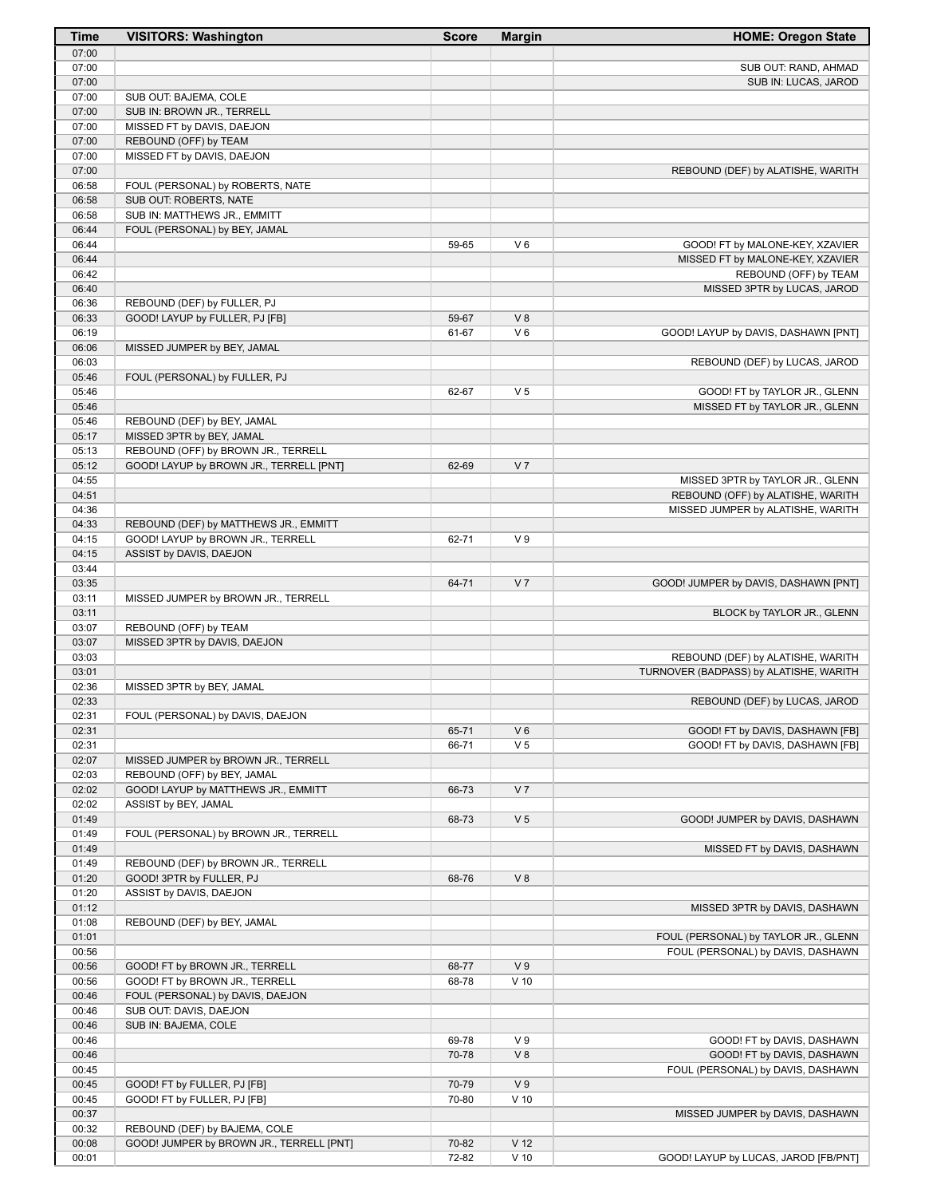| Time | VISITORS: Washington | Score | Margin | HOME: Oregon State |
| --- | --- | --- | --- | --- |
| 07:00 | | | | |
| 07:00 | | | | SUB OUT: RAND, AHMAD |
| 07:00 | | | | SUB IN: LUCAS, JAROD |
| 07:00 | SUB OUT: BAJEMA, COLE | | | |
| 07:00 | SUB IN: BROWN JR., TERRELL | | | |
| 07:00 | MISSED FT by DAVIS, DAEJON | | | |
| 07:00 | REBOUND (OFF) by TEAM | | | |
| 07:00 | MISSED FT by DAVIS, DAEJON | | | |
| 07:00 | | | | REBOUND (DEF) by ALATISHE, WARITH |
| 06:58 | FOUL (PERSONAL) by ROBERTS, NATE | | | |
| 06:58 | SUB OUT: ROBERTS, NATE | | | |
| 06:58 | SUB IN: MATTHEWS JR., EMMITT | | | |
| 06:44 | FOUL (PERSONAL) by BEY, JAMAL | | | |
| 06:44 | | 59-65 | V 6 | GOOD! FT by MALONE-KEY, XZAVIER |
| 06:44 | | | | MISSED FT by MALONE-KEY, XZAVIER |
| 06:42 | | | | REBOUND (OFF) by TEAM |
| 06:40 | | | | MISSED 3PTR by LUCAS, JAROD |
| 06:36 | REBOUND (DEF) by FULLER, PJ | | | |
| 06:33 | GOOD! LAYUP by FULLER, PJ [FB] | 59-67 | V 8 | |
| 06:19 | | 61-67 | V 6 | GOOD! LAYUP by DAVIS, DASHAWN [PNT] |
| 06:06 | MISSED JUMPER by BEY, JAMAL | | | |
| 06:03 | | | | REBOUND (DEF) by LUCAS, JAROD |
| 05:46 | FOUL (PERSONAL) by FULLER, PJ | | | |
| 05:46 | | 62-67 | V 5 | GOOD! FT by TAYLOR JR., GLENN |
| 05:46 | | | | MISSED FT by TAYLOR JR., GLENN |
| 05:46 | REBOUND (DEF) by BEY, JAMAL | | | |
| 05:17 | MISSED 3PTR by BEY, JAMAL | | | |
| 05:13 | REBOUND (OFF) by BROWN JR., TERRELL | | | |
| 05:12 | GOOD! LAYUP by BROWN JR., TERRELL [PNT] | 62-69 | V 7 | |
| 04:55 | | | | MISSED 3PTR by TAYLOR JR., GLENN |
| 04:51 | | | | REBOUND (OFF) by ALATISHE, WARITH |
| 04:36 | | | | MISSED JUMPER by ALATISHE, WARITH |
| 04:33 | REBOUND (DEF) by MATTHEWS JR., EMMITT | | | |
| 04:15 | GOOD! LAYUP by BROWN JR., TERRELL | 62-71 | V 9 | |
| 04:15 | ASSIST by DAVIS, DAEJON | | | |
| 03:44 | | | | |
| 03:35 | | 64-71 | V 7 | GOOD! JUMPER by DAVIS, DASHAWN [PNT] |
| 03:11 | MISSED JUMPER by BROWN JR., TERRELL | | | |
| 03:11 | | | | BLOCK by TAYLOR JR., GLENN |
| 03:07 | REBOUND (OFF) by TEAM | | | |
| 03:07 | MISSED 3PTR by DAVIS, DAEJON | | | |
| 03:03 | | | | REBOUND (DEF) by ALATISHE, WARITH |
| 03:01 | | | | TURNOVER (BADPASS) by ALATISHE, WARITH |
| 02:36 | MISSED 3PTR by BEY, JAMAL | | | |
| 02:33 | | | | REBOUND (DEF) by LUCAS, JAROD |
| 02:31 | FOUL (PERSONAL) by DAVIS, DAEJON | | | |
| 02:31 | | 65-71 | V 6 | GOOD! FT by DAVIS, DASHAWN [FB] |
| 02:31 | | 66-71 | V 5 | GOOD! FT by DAVIS, DASHAWN [FB] |
| 02:07 | MISSED JUMPER by BROWN JR., TERRELL | | | |
| 02:03 | REBOUND (OFF) by BEY, JAMAL | | | |
| 02:02 | GOOD! LAYUP by MATTHEWS JR., EMMITT | 66-73 | V 7 | |
| 02:02 | ASSIST by BEY, JAMAL | | | |
| 01:49 | | 68-73 | V 5 | GOOD! JUMPER by DAVIS, DASHAWN |
| 01:49 | FOUL (PERSONAL) by BROWN JR., TERRELL | | | |
| 01:49 | | | | MISSED FT by DAVIS, DASHAWN |
| 01:49 | REBOUND (DEF) by BROWN JR., TERRELL | | | |
| 01:20 | GOOD! 3PTR by FULLER, PJ | 68-76 | V 8 | |
| 01:20 | ASSIST by DAVIS, DAEJON | | | |
| 01:12 | | | | MISSED 3PTR by DAVIS, DASHAWN |
| 01:08 | REBOUND (DEF) by BEY, JAMAL | | | |
| 01:01 | | | | FOUL (PERSONAL) by TAYLOR JR., GLENN |
| 00:56 | | | | FOUL (PERSONAL) by DAVIS, DASHAWN |
| 00:56 | GOOD! FT by BROWN JR., TERRELL | 68-77 | V 9 | |
| 00:56 | GOOD! FT by BROWN JR., TERRELL | 68-78 | V 10 | |
| 00:46 | FOUL (PERSONAL) by DAVIS, DAEJON | | | |
| 00:46 | SUB OUT: DAVIS, DAEJON | | | |
| 00:46 | SUB IN: BAJEMA, COLE | | | |
| 00:46 | | 69-78 | V 9 | GOOD! FT by DAVIS, DASHAWN |
| 00:46 | | 70-78 | V 8 | GOOD! FT by DAVIS, DASHAWN |
| 00:45 | | | | FOUL (PERSONAL) by DAVIS, DASHAWN |
| 00:45 | GOOD! FT by FULLER, PJ [FB] | 70-79 | V 9 | |
| 00:45 | GOOD! FT by FULLER, PJ [FB] | 70-80 | V 10 | |
| 00:37 | | | | MISSED JUMPER by DAVIS, DASHAWN |
| 00:32 | REBOUND (DEF) by BAJEMA, COLE | | | |
| 00:08 | GOOD! JUMPER by BROWN JR., TERRELL [PNT] | 70-82 | V 12 | |
| 00:01 | | 72-82 | V 10 | GOOD! LAYUP by LUCAS, JAROD [FB/PNT] |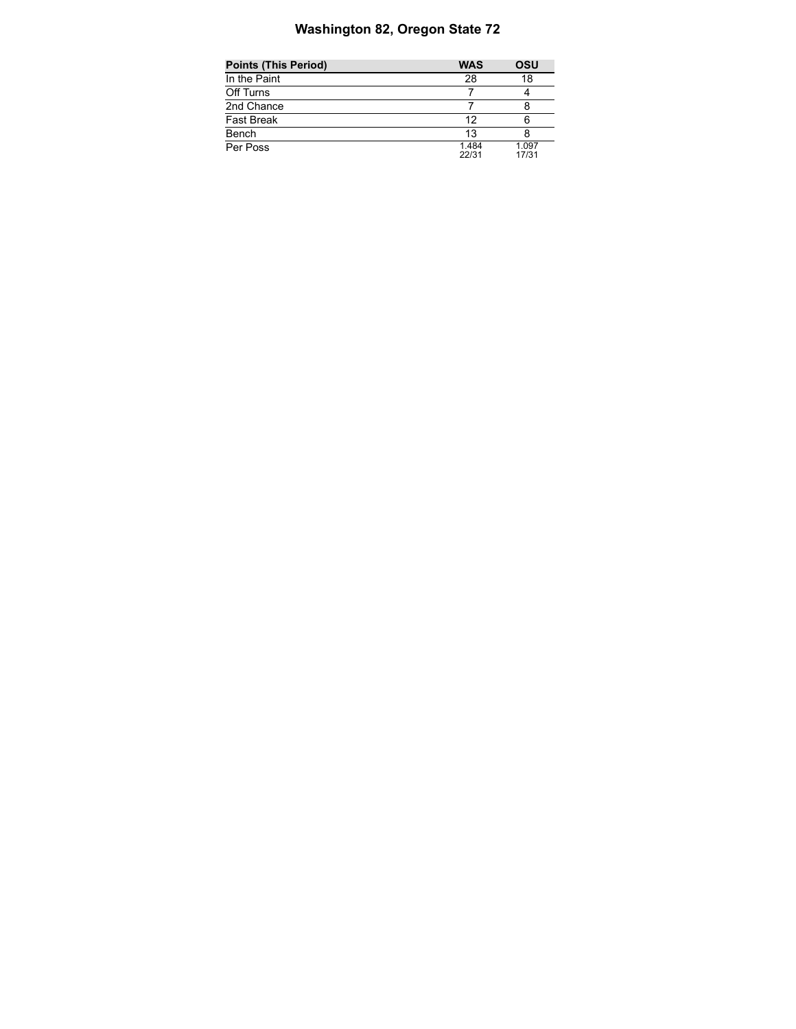# Washington 82, Oregon State 72

| Points (This Period) | WAS | OSU |
|---|---|---|
| In the Paint | 28 | 18 |
| Off Turns | 7 | 4 |
| 2nd Chance | 7 | 8 |
| Fast Break | 12 | 6 |
| Bench | 13 | 8 |
| Per Poss | 1.484 22/31 | 1.097 17/31 |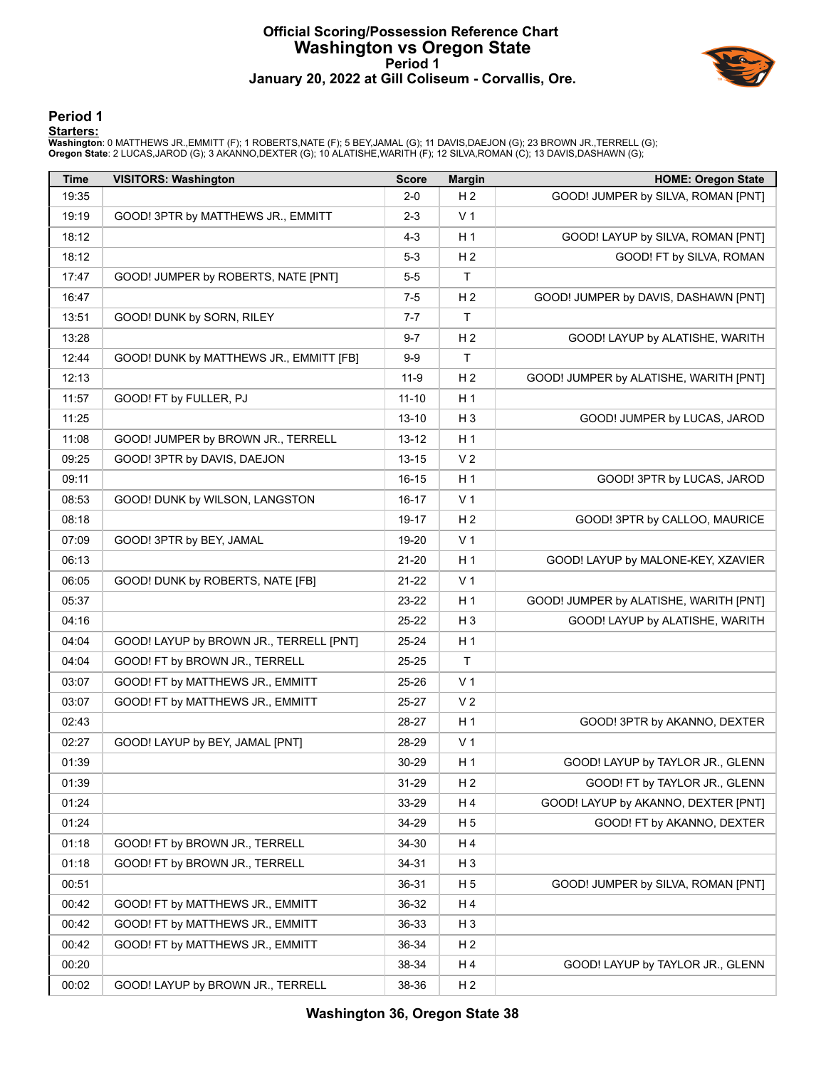# Official Scoring/Possession Reference Chart
## Washington vs Oregon State
### Period 1
### January 20, 2022 at Gill Coliseum - Corvallis, Ore.

## Period 1

**Starters:**

**Washington**: 0 MATTHEWS JR.,EMMITT (F); 1 ROBERTS,NATE (F); 5 BEY,JAMAL (G); 11 DAVIS,DAEJON (G); 23 BROWN JR.,TERRELL (G);
**Oregon State**: 2 LUCAS,JAROD (G); 3 AKANNO,DEXTER (G); 10 ALATISHE,WARITH (F); 12 SILVA,ROMAN (C); 13 DAVIS,DASHAWN (G);

| Time | VISITORS: Washington | Score | Margin | HOME: Oregon State |
|---|---|---|---|---|
| 19:35 | | 2-0 | H 2 | GOOD! JUMPER by SILVA, ROMAN [PNT] |
| 19:19 | GOOD! 3PTR by MATTHEWS JR., EMMITT | 2-3 | V 1 | |
| 18:12 | | 4-3 | H 1 | GOOD! LAYUP by SILVA, ROMAN [PNT] |
| 18:12 | | 5-3 | H 2 | GOOD! FT by SILVA, ROMAN |
| 17:47 | GOOD! JUMPER by ROBERTS, NATE [PNT] | 5-5 | T | |
| 16:47 | | 7-5 | H 2 | GOOD! JUMPER by DAVIS, DASHAWN [PNT] |
| 13:51 | GOOD! DUNK by SORN, RILEY | 7-7 | T | |
| 13:28 | | 9-7 | H 2 | GOOD! LAYUP by ALATISHE, WARITH |
| 12:44 | GOOD! DUNK by MATTHEWS JR., EMMITT [FB] | 9-9 | T | |
| 12:13 | | 11-9 | H 2 | GOOD! JUMPER by ALATISHE, WARITH [PNT] |
| 11:57 | GOOD! FT by FULLER, PJ | 11-10 | H 1 | |
| 11:25 | | 13-10 | H 3 | GOOD! JUMPER by LUCAS, JAROD |
| 11:08 | GOOD! JUMPER by BROWN JR., TERRELL | 13-12 | H 1 | |
| 09:25 | GOOD! 3PTR by DAVIS, DAEJON | 13-15 | V 2 | |
| 09:11 | | 16-15 | H 1 | GOOD! 3PTR by LUCAS, JAROD |
| 08:53 | GOOD! DUNK by WILSON, LANGSTON | 16-17 | V 1 | |
| 08:18 | | 19-17 | H 2 | GOOD! 3PTR by CALLOO, MAURICE |
| 07:09 | GOOD! 3PTR by BEY, JAMAL | 19-20 | V 1 | |
| 06:13 | | 21-20 | H 1 | GOOD! LAYUP by MALONE-KEY, XZAVIER |
| 06:05 | GOOD! DUNK by ROBERTS, NATE [FB] | 21-22 | V 1 | |
| 05:37 | | 23-22 | H 1 | GOOD! JUMPER by ALATISHE, WARITH [PNT] |
| 04:16 | | 25-22 | H 3 | GOOD! LAYUP by ALATISHE, WARITH |
| 04:04 | GOOD! LAYUP by BROWN JR., TERRELL [PNT] | 25-24 | H 1 | |
| 04:04 | GOOD! FT by BROWN JR., TERRELL | 25-25 | T | |
| 03:07 | GOOD! FT by MATTHEWS JR., EMMITT | 25-26 | V 1 | |
| 03:07 | GOOD! FT by MATTHEWS JR., EMMITT | 25-27 | V 2 | |
| 02:43 | | 28-27 | H 1 | GOOD! 3PTR by AKANNO, DEXTER |
| 02:27 | GOOD! LAYUP by BEY, JAMAL [PNT] | 28-29 | V 1 | |
| 01:39 | | 30-29 | H 1 | GOOD! LAYUP by TAYLOR JR., GLENN |
| 01:39 | | 31-29 | H 2 | GOOD! FT by TAYLOR JR., GLENN |
| 01:24 | | 33-29 | H 4 | GOOD! LAYUP by AKANNO, DEXTER [PNT] |
| 01:24 | | 34-29 | H 5 | GOOD! FT by AKANNO, DEXTER |
| 01:18 | GOOD! FT by BROWN JR., TERRELL | 34-30 | H 4 | |
| 01:18 | GOOD! FT by BROWN JR., TERRELL | 34-31 | H 3 | |
| 00:51 | | 36-31 | H 5 | GOOD! JUMPER by SILVA, ROMAN [PNT] |
| 00:42 | GOOD! FT by MATTHEWS JR., EMMITT | 36-32 | H 4 | |
| 00:42 | GOOD! FT by MATTHEWS JR., EMMITT | 36-33 | H 3 | |
| 00:42 | GOOD! FT by MATTHEWS JR., EMMITT | 36-34 | H 2 | |
| 00:20 | | 38-34 | H 4 | GOOD! LAYUP by TAYLOR JR., GLENN |
| 00:02 | GOOD! LAYUP by BROWN JR., TERRELL | 38-36 | H 2 | |

**Washington 36, Oregon State 38**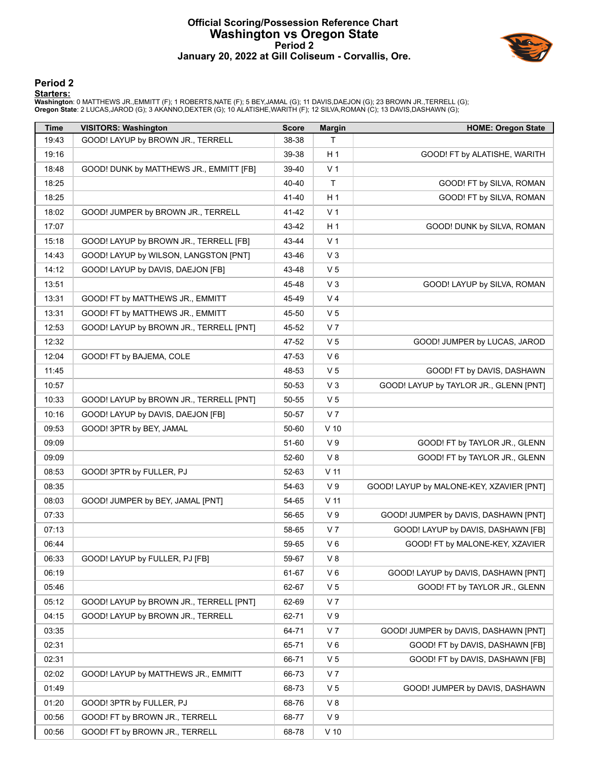# Official Scoring/Possession Reference Chart
## Washington vs Oregon State
### Period 2
### January 20, 2022 at Gill Coliseum - Corvallis, Ore.

## Period 2

**Starters:**

**Washington**: 0 MATTHEWS JR.,EMMITT (F); 1 ROBERTS,NATE (F); 5 BEY,JAMAL (G); 11 DAVIS,DAEJON (G); 23 BROWN JR.,TERRELL (G);
**Oregon State**: 2 LUCAS,JAROD (G); 3 AKANNO,DEXTER (G); 10 ALATISHE,WARITH (F); 12 SILVA,ROMAN (C); 13 DAVIS,DASHAWN (G);

| Time | VISITORS: Washington | Score | Margin | HOME: Oregon State |
|---|---|---|---|---|
| 19:43 | GOOD! LAYUP by BROWN JR., TERRELL | 38-38 | T | |
| 19:16 | | 39-38 | H 1 | GOOD! FT by ALATISHE, WARITH |
| 18:48 | GOOD! DUNK by MATTHEWS JR., EMMITT [FB] | 39-40 | V 1 | |
| 18:25 | | 40-40 | T | GOOD! FT by SILVA, ROMAN |
| 18:25 | | 41-40 | H 1 | GOOD! FT by SILVA, ROMAN |
| 18:02 | GOOD! JUMPER by BROWN JR., TERRELL | 41-42 | V 1 | |
| 17:07 | | 43-42 | H 1 | GOOD! DUNK by SILVA, ROMAN |
| 15:18 | GOOD! LAYUP by BROWN JR., TERRELL [FB] | 43-44 | V 1 | |
| 14:43 | GOOD! LAYUP by WILSON, LANGSTON [PNT] | 43-46 | V 3 | |
| 14:12 | GOOD! LAYUP by DAVIS, DAEJON [FB] | 43-48 | V 5 | |
| 13:51 | | 45-48 | V 3 | GOOD! LAYUP by SILVA, ROMAN |
| 13:31 | GOOD! FT by MATTHEWS JR., EMMITT | 45-49 | V 4 | |
| 13:31 | GOOD! FT by MATTHEWS JR., EMMITT | 45-50 | V 5 | |
| 12:53 | GOOD! LAYUP by BROWN JR., TERRELL [PNT] | 45-52 | V 7 | |
| 12:32 | | 47-52 | V 5 | GOOD! JUMPER by LUCAS, JAROD |
| 12:04 | GOOD! FT by BAJEMA, COLE | 47-53 | V 6 | |
| 11:45 | | 48-53 | V 5 | GOOD! FT by DAVIS, DASHAWN |
| 10:57 | | 50-53 | V 3 | GOOD! LAYUP by TAYLOR JR., GLENN [PNT] |
| 10:33 | GOOD! LAYUP by BROWN JR., TERRELL [PNT] | 50-55 | V 5 | |
| 10:16 | GOOD! LAYUP by DAVIS, DAEJON [FB] | 50-57 | V 7 | |
| 09:53 | GOOD! 3PTR by BEY, JAMAL | 50-60 | V 10 | |
| 09:09 | | 51-60 | V 9 | GOOD! FT by TAYLOR JR., GLENN |
| 09:09 | | 52-60 | V 8 | GOOD! FT by TAYLOR JR., GLENN |
| 08:53 | GOOD! 3PTR by FULLER, PJ | 52-63 | V 11 | |
| 08:35 | | 54-63 | V 9 | GOOD! LAYUP by MALONE-KEY, XZAVIER [PNT] |
| 08:03 | GOOD! JUMPER by BEY, JAMAL [PNT] | 54-65 | V 11 | |
| 07:33 | | 56-65 | V 9 | GOOD! JUMPER by DAVIS, DASHAWN [PNT] |
| 07:13 | | 58-65 | V 7 | GOOD! LAYUP by DAVIS, DASHAWN [FB] |
| 06:44 | | 59-65 | V 6 | GOOD! FT by MALONE-KEY, XZAVIER |
| 06:33 | GOOD! LAYUP by FULLER, PJ [FB] | 59-67 | V 8 | |
| 06:19 | | 61-67 | V 6 | GOOD! LAYUP by DAVIS, DASHAWN [PNT] |
| 05:46 | | 62-67 | V 5 | GOOD! FT by TAYLOR JR., GLENN |
| 05:12 | GOOD! LAYUP by BROWN JR., TERRELL [PNT] | 62-69 | V 7 | |
| 04:15 | GOOD! LAYUP by BROWN JR., TERRELL | 62-71 | V 9 | |
| 03:35 | | 64-71 | V 7 | GOOD! JUMPER by DAVIS, DASHAWN [PNT] |
| 02:31 | | 65-71 | V 6 | GOOD! FT by DAVIS, DASHAWN [FB] |
| 02:31 | | 66-71 | V 5 | GOOD! FT by DAVIS, DASHAWN [FB] |
| 02:02 | GOOD! LAYUP by MATTHEWS JR., EMMITT | 66-73 | V 7 | |
| 01:49 | | 68-73 | V 5 | GOOD! JUMPER by DAVIS, DASHAWN |
| 01:20 | GOOD! 3PTR by FULLER, PJ | 68-76 | V 8 | |
| 00:56 | GOOD! FT by BROWN JR., TERRELL | 68-77 | V 9 | |
| 00:56 | GOOD! FT by BROWN JR., TERRELL | 68-78 | V 10 | |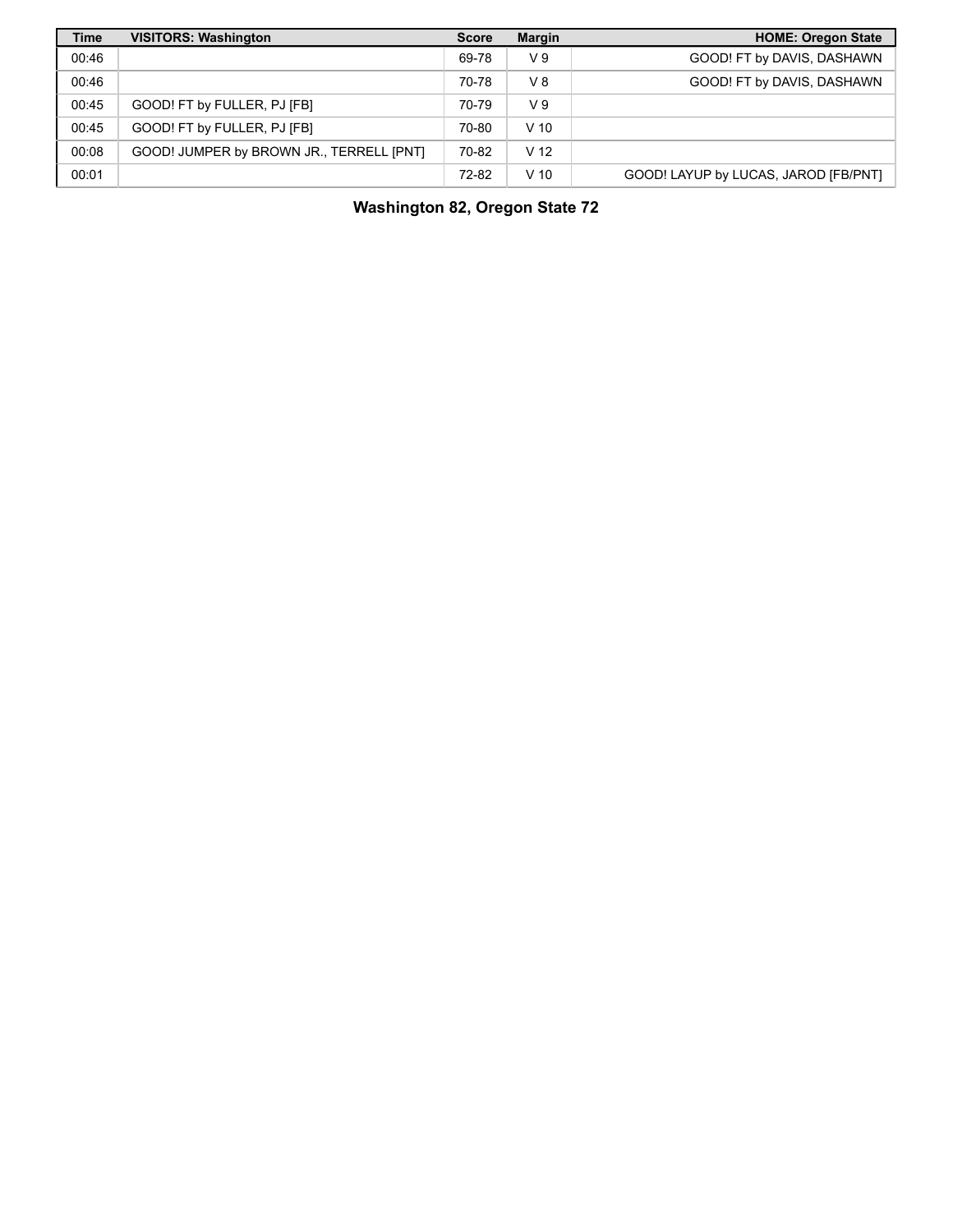| Time | VISITORS: Washington | Score | Margin | HOME: Oregon State |
| --- | --- | --- | --- | --- |
| 00:46 | | 69-78 | V 9 | GOOD! FT by DAVIS, DASHAWN |
| 00:46 | | 70-78 | V 8 | GOOD! FT by DAVIS, DASHAWN |
| 00:45 | GOOD! FT by FULLER, PJ [FB] | 70-79 | V 9 | |
| 00:45 | GOOD! FT by FULLER, PJ [FB] | 70-80 | V 10 | |
| 00:08 | GOOD! JUMPER by BROWN JR., TERRELL [PNT] | 70-82 | V 12 | |
| 00:01 | | 72-82 | V 10 | GOOD! LAYUP by LUCAS, JAROD [FB/PNT] |

**Washington 82, Oregon State 72**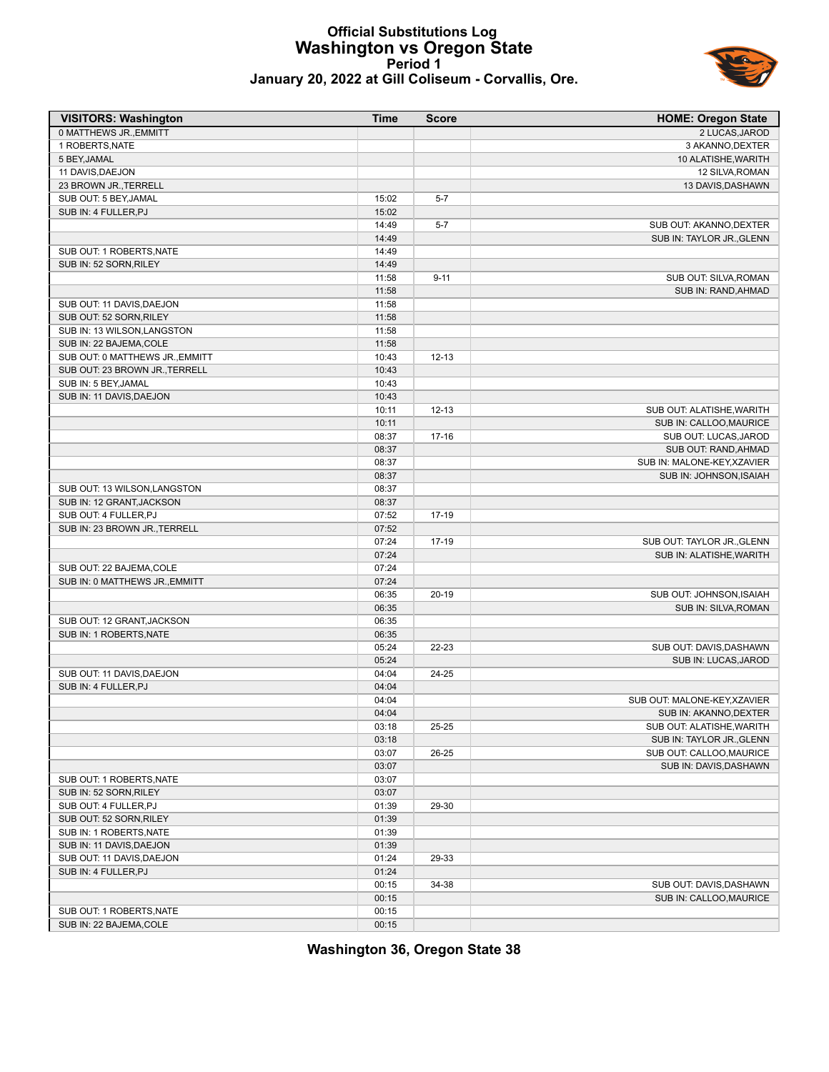# Official Substitutions Log
## Washington vs Oregon State
### Period 1
### January 20, 2022 at Gill Coliseum - Corvallis, Ore.

| VISITORS: Washington | Time | Score | HOME: Oregon State |
|---|---|---|---|
| 0 MATTHEWS JR.,EMMITT | | | 2 LUCAS,JAROD |
| 1 ROBERTS,NATE | | | 3 AKANNO,DEXTER |
| 5 BEY,JAMAL | | | 10 ALATISHE,WARITH |
| 11 DAVIS,DAEJON | | | 12 SILVA,ROMAN |
| 23 BROWN JR.,TERRELL | | | 13 DAVIS,DASHAWN |
| SUB OUT: 5 BEY,JAMAL | 15:02 | 5-7 | |
| SUB IN: 4 FULLER,PJ | 15:02 | | |
| | 14:49 | 5-7 | SUB OUT: AKANNO,DEXTER |
| | 14:49 | | SUB IN: TAYLOR JR.,GLENN |
| SUB OUT: 1 ROBERTS,NATE | 14:49 | | |
| SUB IN: 52 SORN,RILEY | 14:49 | | |
| | 11:58 | 9-11 | SUB OUT: SILVA,ROMAN |
| | 11:58 | | SUB IN: RAND,AHMAD |
| SUB OUT: 11 DAVIS,DAEJON | 11:58 | | |
| SUB OUT: 52 SORN,RILEY | 11:58 | | |
| SUB IN: 13 WILSON,LANGSTON | 11:58 | | |
| SUB IN: 22 BAJEMA,COLE | 11:58 | | |
| SUB OUT: 0 MATTHEWS JR.,EMMITT | 10:43 | 12-13 | |
| SUB OUT: 23 BROWN JR.,TERRELL | 10:43 | | |
| SUB IN: 5 BEY,JAMAL | 10:43 | | |
| SUB IN: 11 DAVIS,DAEJON | 10:43 | | |
| | 10:11 | 12-13 | SUB OUT: ALATISHE,WARITH |
| | 10:11 | | SUB IN: CALLOO,MAURICE |
| | 08:37 | 17-16 | SUB OUT: LUCAS,JAROD |
| | 08:37 | | SUB OUT: RAND,AHMAD |
| | 08:37 | | SUB IN: MALONE-KEY,XZAVIER |
| | 08:37 | | SUB IN: JOHNSON,ISAIAH |
| SUB OUT: 13 WILSON,LANGSTON | 08:37 | | |
| SUB IN: 12 GRANT,JACKSON | 08:37 | | |
| SUB OUT: 4 FULLER,PJ | 07:52 | 17-19 | |
| SUB IN: 23 BROWN JR.,TERRELL | 07:52 | | |
| | 07:24 | 17-19 | SUB OUT: TAYLOR JR.,GLENN |
| | 07:24 | | SUB IN: ALATISHE,WARITH |
| SUB OUT: 22 BAJEMA,COLE | 07:24 | | |
| SUB IN: 0 MATTHEWS JR.,EMMITT | 07:24 | | |
| | 06:35 | 20-19 | SUB OUT: JOHNSON,ISAIAH |
| | 06:35 | | SUB IN: SILVA,ROMAN |
| SUB OUT: 12 GRANT,JACKSON | 06:35 | | |
| SUB IN: 1 ROBERTS,NATE | 06:35 | | |
| | 05:24 | 22-23 | SUB OUT: DAVIS,DASHAWN |
| | 05:24 | | SUB IN: LUCAS,JAROD |
| SUB OUT: 11 DAVIS,DAEJON | 04:04 | 24-25 | |
| SUB IN: 4 FULLER,PJ | 04:04 | | |
| | 04:04 | | SUB OUT: MALONE-KEY,XZAVIER |
| | 04:04 | | SUB IN: AKANNO,DEXTER |
| | 03:18 | 25-25 | SUB OUT: ALATISHE,WARITH |
| | 03:18 | | SUB IN: TAYLOR JR.,GLENN |
| | 03:07 | 26-25 | SUB OUT: CALLOO,MAURICE |
| | 03:07 | | SUB IN: DAVIS,DASHAWN |
| SUB OUT: 1 ROBERTS,NATE | 03:07 | | |
| SUB IN: 52 SORN,RILEY | 03:07 | | |
| SUB OUT: 4 FULLER,PJ | 01:39 | 29-30 | |
| SUB OUT: 52 SORN,RILEY | 01:39 | | |
| SUB IN: 1 ROBERTS,NATE | 01:39 | | |
| SUB IN: 11 DAVIS,DAEJON | 01:39 | | |
| SUB OUT: 11 DAVIS,DAEJON | 01:24 | 29-33 | |
| SUB IN: 4 FULLER,PJ | 01:24 | | |
| | 00:15 | 34-38 | SUB OUT: DAVIS,DASHAWN |
| | 00:15 | | SUB IN: CALLOO,MAURICE |
| SUB OUT: 1 ROBERTS,NATE | 00:15 | | |
| SUB IN: 22 BAJEMA,COLE | 00:15 | | |

**Washington 36, Oregon State 38**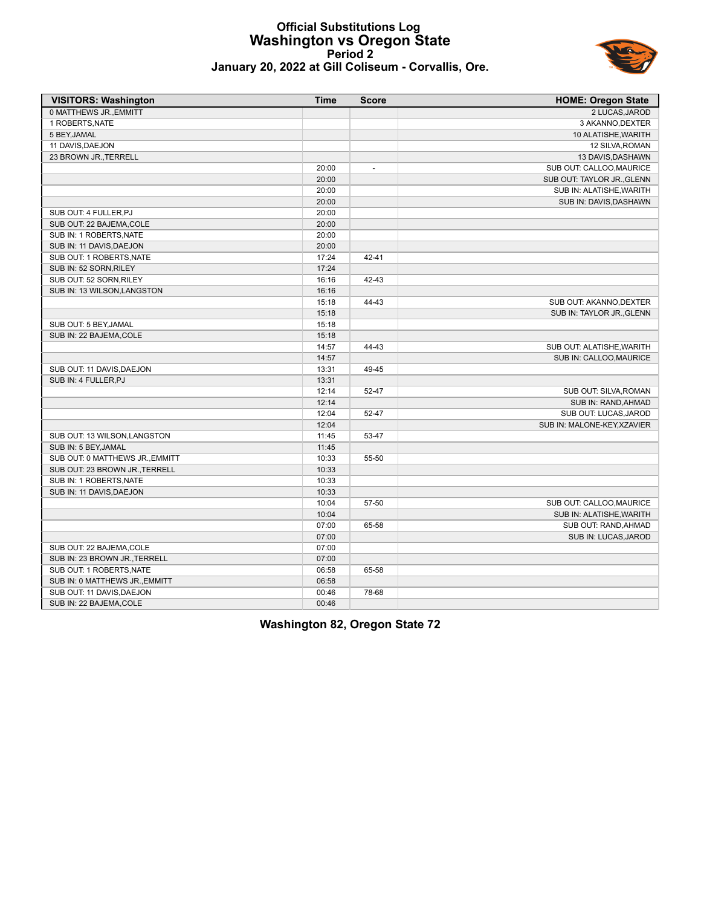# Official Substitutions Log
## Washington vs Oregon State
### Period 2
### January 20, 2022 at Gill Coliseum - Corvallis, Ore.

| VISITORS: Washington | Time | Score | HOME: Oregon State |
|---|---|---|---|
| 0 MATTHEWS JR.,EMMITT | | | 2 LUCAS,JAROD |
| 1 ROBERTS,NATE | | | 3 AKANNO,DEXTER |
| 5 BEY,JAMAL | | | 10 ALATISHE,WARITH |
| 11 DAVIS,DAEJON | | | 12 SILVA,ROMAN |
| 23 BROWN JR.,TERRELL | | | 13 DAVIS,DASHAWN |
| | 20:00 | - | SUB OUT: CALLOO,MAURICE |
| | 20:00 | | SUB OUT: TAYLOR JR.,GLENN |
| | 20:00 | | SUB IN: ALATISHE,WARITH |
| | 20:00 | | SUB IN: DAVIS,DASHAWN |
| SUB OUT: 4 FULLER,PJ | 20:00 | | |
| SUB OUT: 22 BAJEMA,COLE | 20:00 | | |
| SUB IN: 1 ROBERTS,NATE | 20:00 | | |
| SUB IN: 11 DAVIS,DAEJON | 20:00 | | |
| SUB OUT: 1 ROBERTS,NATE | 17:24 | 42-41 | |
| SUB IN: 52 SORN,RILEY | 17:24 | | |
| SUB OUT: 52 SORN,RILEY | 16:16 | 42-43 | |
| SUB IN: 13 WILSON,LANGSTON | 16:16 | | |
| | 15:18 | 44-43 | SUB OUT: AKANNO,DEXTER |
| | 15:18 | | SUB IN: TAYLOR JR.,GLENN |
| SUB OUT: 5 BEY,JAMAL | 15:18 | | |
| SUB IN: 22 BAJEMA,COLE | 15:18 | | |
| | 14:57 | 44-43 | SUB OUT: ALATISHE,WARITH |
| | 14:57 | | SUB IN: CALLOO,MAURICE |
| SUB OUT: 11 DAVIS,DAEJON | 13:31 | 49-45 | |
| SUB IN: 4 FULLER,PJ | 13:31 | | |
| | 12:14 | 52-47 | SUB OUT: SILVA,ROMAN |
| | 12:14 | | SUB IN: RAND,AHMAD |
| | 12:04 | 52-47 | SUB OUT: LUCAS,JAROD |
| | 12:04 | | SUB IN: MALONE-KEY,XZAVIER |
| SUB OUT: 13 WILSON,LANGSTON | 11:45 | 53-47 | |
| SUB IN: 5 BEY,JAMAL | 11:45 | | |
| SUB OUT: 0 MATTHEWS JR.,EMMITT | 10:33 | 55-50 | |
| SUB OUT: 23 BROWN JR.,TERRELL | 10:33 | | |
| SUB IN: 1 ROBERTS,NATE | 10:33 | | |
| SUB IN: 11 DAVIS,DAEJON | 10:33 | | |
| | 10:04 | 57-50 | SUB OUT: CALLOO,MAURICE |
| | 10:04 | | SUB IN: ALATISHE,WARITH |
| | 07:00 | 65-58 | SUB OUT: RAND,AHMAD |
| | 07:00 | | SUB IN: LUCAS,JAROD |
| SUB OUT: 22 BAJEMA,COLE | 07:00 | | |
| SUB IN: 23 BROWN JR.,TERRELL | 07:00 | | |
| SUB OUT: 1 ROBERTS,NATE | 06:58 | 65-58 | |
| SUB IN: 0 MATTHEWS JR.,EMMITT | 06:58 | | |
| SUB OUT: 11 DAVIS,DAEJON | 00:46 | 78-68 | |
| SUB IN: 22 BAJEMA,COLE | 00:46 | | |

**Washington 82, Oregon State 72**